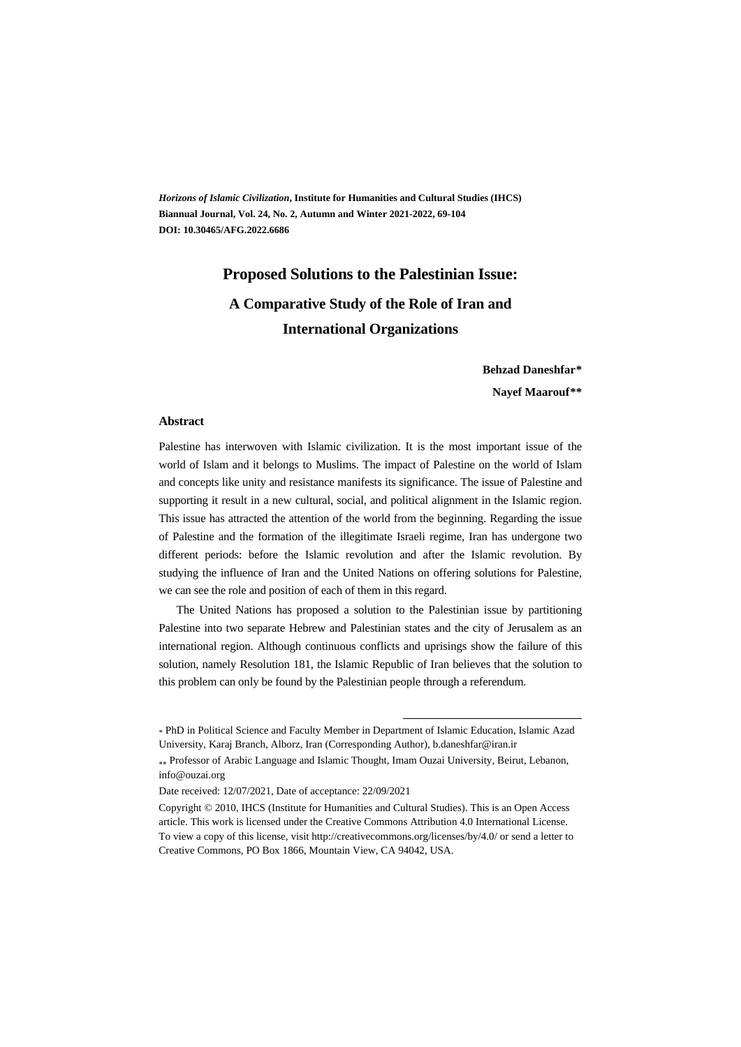*Horizons of Islamic Civilization*, **Institute for Humanities and Cultural Studies (IHCS)**
**Biannual Journal, Vol. 24, No. 2, Autumn and Winter 2021-2022, 69-104**
**DOI: 10.30465/AFG.2022.6686**

# Proposed Solutions to the Palestinian Issue:

## A Comparative Study of the Role of Iran and International Organizations

**Behzad Daneshfar***

**Nayef Maarouf****

### Abstract

Palestine has interwoven with Islamic civilization. It is the most important issue of the world of Islam and it belongs to Muslims. The impact of Palestine on the world of Islam and concepts like unity and resistance manifests its significance. The issue of Palestine and supporting it result in a new cultural, social, and political alignment in the Islamic region. This issue has attracted the attention of the world from the beginning. Regarding the issue of Palestine and the formation of the illegitimate Israeli regime, Iran has undergone two different periods: before the Islamic revolution and after the Islamic revolution. By studying the influence of Iran and the United Nations on offering solutions for Palestine, we can see the role and position of each of them in this regard.

The United Nations has proposed a solution to the Palestinian issue by partitioning Palestine into two separate Hebrew and Palestinian states and the city of Jerusalem as an international region. Although continuous conflicts and uprisings show the failure of this solution, namely Resolution 181, the Islamic Republic of Iran believes that the solution to this problem can only be found by the Palestinian people through a referendum.

---

\* PhD in Political Science and Faculty Member in Department of Islamic Education, Islamic Azad University, Karaj Branch, Alborz, Iran (Corresponding Author), b.daneshfar@iran.ir

\*\* Professor of Arabic Language and Islamic Thought, Imam Ouzai University, Beirut, Lebanon, info@ouzai.org

Date received: 12/07/2021, Date of acceptance: 22/09/2021

Copyright © 2010, IHCS (Institute for Humanities and Cultural Studies). This is an Open Access article. This work is licensed under the Creative Commons Attribution 4.0 International License. To view a copy of this license, visit http://creativecommons.org/licenses/by/4.0/ or send a letter to Creative Commons, PO Box 1866, Mountain View, CA 94042, USA.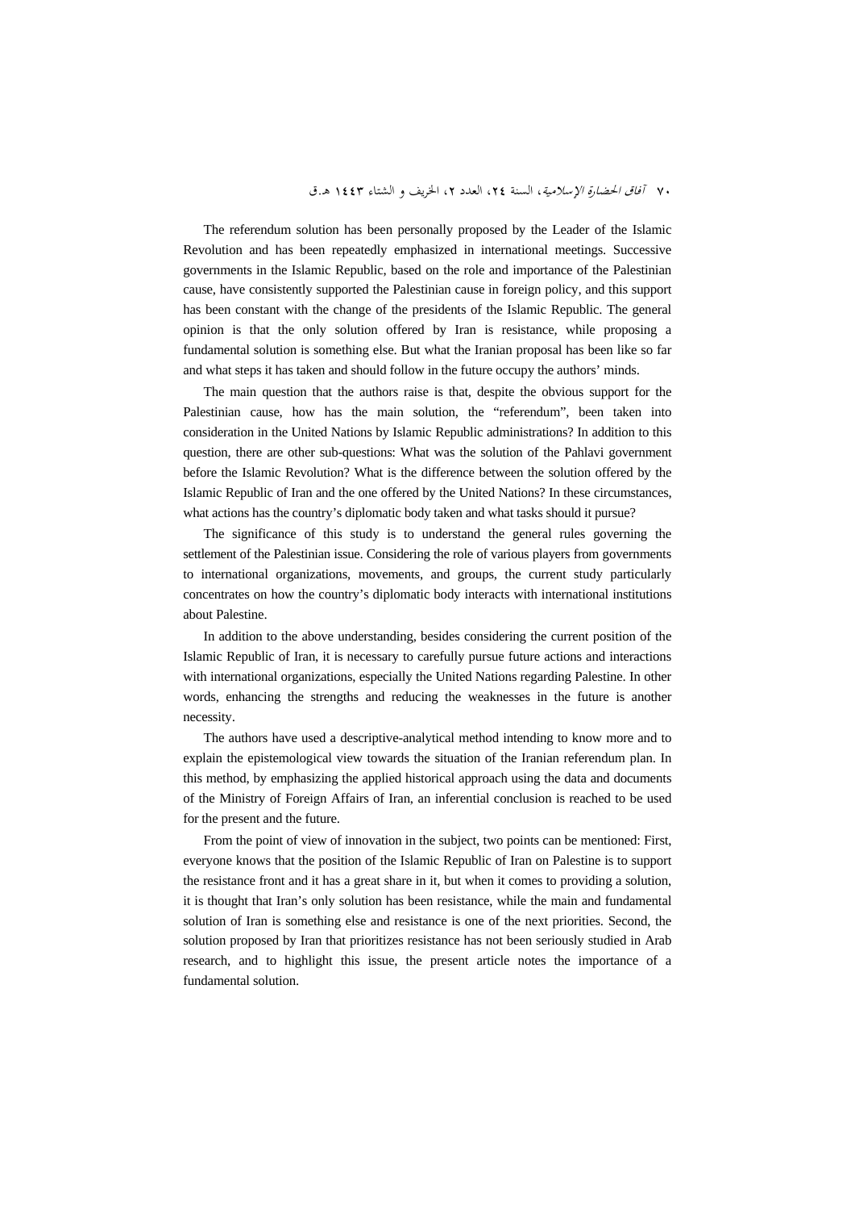The referendum solution has been personally proposed by the Leader of the Islamic Revolution and has been repeatedly emphasized in international meetings. Successive governments in the Islamic Republic, based on the role and importance of the Palestinian cause, have consistently supported the Palestinian cause in foreign policy, and this support has been constant with the change of the presidents of the Islamic Republic. The general opinion is that the only solution offered by Iran is resistance, while proposing a fundamental solution is something else. But what the Iranian proposal has been like so far and what steps it has taken and should follow in the future occupy the authors' minds.

The main question that the authors raise is that, despite the obvious support for the Palestinian cause, how has the main solution, the "referendum", been taken into consideration in the United Nations by Islamic Republic administrations? In addition to this question, there are other sub-questions: What was the solution of the Pahlavi government before the Islamic Revolution? What is the difference between the solution offered by the Islamic Republic of Iran and the one offered by the United Nations? In these circumstances, what actions has the country's diplomatic body taken and what tasks should it pursue?

The significance of this study is to understand the general rules governing the settlement of the Palestinian issue. Considering the role of various players from governments to international organizations, movements, and groups, the current study particularly concentrates on how the country's diplomatic body interacts with international institutions about Palestine.

In addition to the above understanding, besides considering the current position of the Islamic Republic of Iran, it is necessary to carefully pursue future actions and interactions with international organizations, especially the United Nations regarding Palestine. In other words, enhancing the strengths and reducing the weaknesses in the future is another necessity.

The authors have used a descriptive-analytical method intending to know more and to explain the epistemological view towards the situation of the Iranian referendum plan. In this method, by emphasizing the applied historical approach using the data and documents of the Ministry of Foreign Affairs of Iran, an inferential conclusion is reached to be used for the present and the future.

From the point of view of innovation in the subject, two points can be mentioned: First, everyone knows that the position of the Islamic Republic of Iran on Palestine is to support the resistance front and it has a great share in it, but when it comes to providing a solution, it is thought that Iran's only solution has been resistance, while the main and fundamental solution of Iran is something else and resistance is one of the next priorities. Second, the solution proposed by Iran that prioritizes resistance has not been seriously studied in Arab research, and to highlight this issue, the present article notes the importance of a fundamental solution.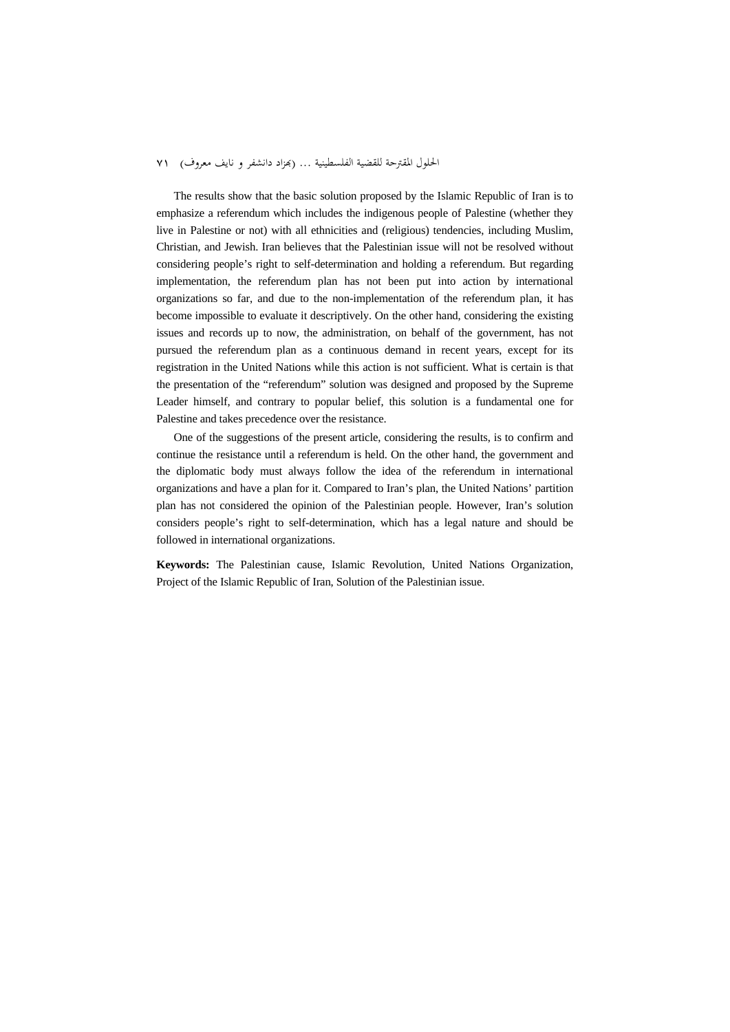The results show that the basic solution proposed by the Islamic Republic of Iran is to emphasize a referendum which includes the indigenous people of Palestine (whether they live in Palestine or not) with all ethnicities and (religious) tendencies, including Muslim, Christian, and Jewish. Iran believes that the Palestinian issue will not be resolved without considering people's right to self-determination and holding a referendum. But regarding implementation, the referendum plan has not been put into action by international organizations so far, and due to the non-implementation of the referendum plan, it has become impossible to evaluate it descriptively. On the other hand, considering the existing issues and records up to now, the administration, on behalf of the government, has not pursued the referendum plan as a continuous demand in recent years, except for its registration in the United Nations while this action is not sufficient. What is certain is that the presentation of the "referendum" solution was designed and proposed by the Supreme Leader himself, and contrary to popular belief, this solution is a fundamental one for Palestine and takes precedence over the resistance.

One of the suggestions of the present article, considering the results, is to confirm and continue the resistance until a referendum is held. On the other hand, the government and the diplomatic body must always follow the idea of the referendum in international organizations and have a plan for it. Compared to Iran's plan, the United Nations' partition plan has not considered the opinion of the Palestinian people. However, Iran's solution considers people's right to self-determination, which has a legal nature and should be followed in international organizations.

**Keywords:** The Palestinian cause, Islamic Revolution, United Nations Organization, Project of the Islamic Republic of Iran, Solution of the Palestinian issue.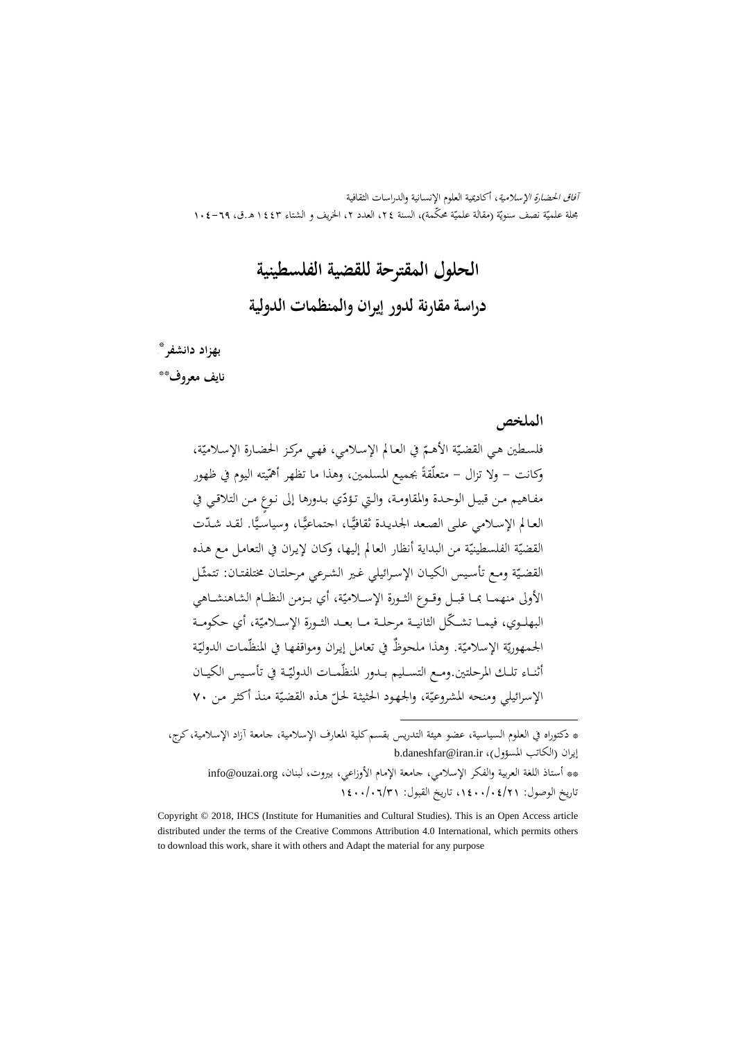# الحلول المقترحة للقضية الفلسطينية

## دراسة مقارنة لدور إيران والمنظمات الدولية

**بهزاد دانشفر***

**نايف معروف****

### الملخص

فلسطين هي القضيّة الأهمّ في العالم الإسلامي، فهي مركز الحضارة الإسلاميّة، وكانت – ولا تزال – متعلّقةً بجميع المسلمين، وهذا ما تظهر أهمّيته اليوم في ظهور مفاهيم من قبيل الوحدة والمقاومة، والتي تؤدّي بدورها إلى نوعٍ من التلاقي في العالم الإسلامي على الصعد الجديدة ثقافيًّا، اجتماعيًّا، وسياسيًّا. لقد شدّت القضيّة الفلسطينيّة من البداية أنظار العالم إليها، وكان لإيران في التعامل مع هذه القضيّة ومع تأسيس الكيان الإسرائيلي غير الشرعي مرحلتان مختلفتان: تتمثّل الأولى منهما بما قبل وقوع الثورة الإسلاميّة، أي بزمن النظام الشاهنشاهي البهلوي، فيما تشكّل الثانية مرحلة ما بعد الثورة الإسلاميّة، أي حكومة الجمهوريّة الإسلاميّة. وهذا ملحوظٌ في تعامل إيران ومواقفها في المنظّمات الدوليّة أثناء تلك المرحلتين.ومع التسليم بدور المنظّمات الدوليّة في تأسيس الكيان الإسرائيلي ومنحه المشروعيّة، والجهود الحثيثة لحلّ هذه القضيّة منذ أكثر من ٧٠

---

* دكتوراه في العلوم السياسية، عضو هيئة التدريس بقسم كلية المعارف الإسلامية، جامعة آزاد الإسلامية، كرج، إيران (الكاتب المسؤول)، b.daneshfar@iran.ir

** أستاذ اللغة العربية والفكر الإسلامي، جامعة الإمام الأوزاعي، بيروت، لبنان، info@ouzai.org

تاريخ الوصول: ١٤٠٠/٠٤/٢١، تاريخ القبول: ١٤٠٠/٠٦/٣١

Copyright © 2018, IHCS (Institute for Humanities and Cultural Studies). This is an Open Access article distributed under the terms of the Creative Commons Attribution 4.0 International, which permits others to download this work, share it with others and Adapt the material for any purpose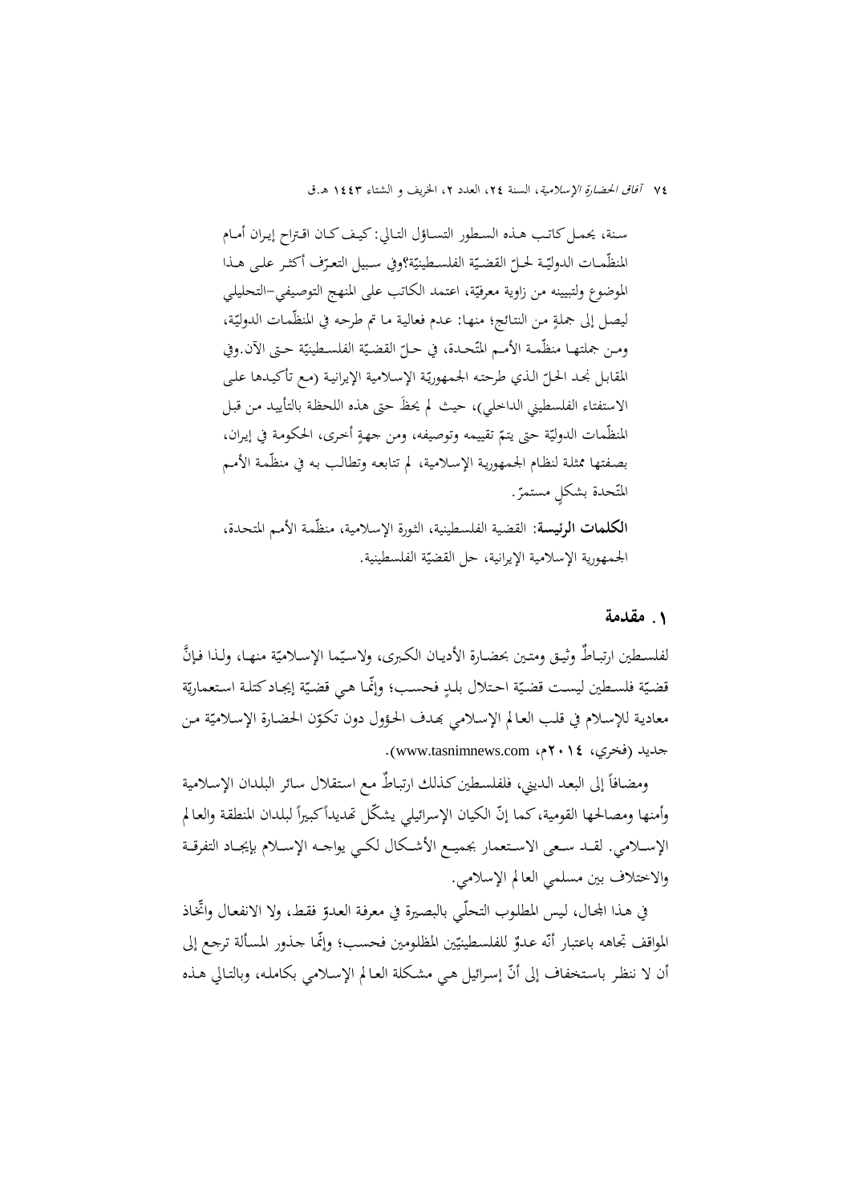سنة، يحمل كاتب هذه السطور التساؤل التالي: كيف كان اقتراح إيران أمام المنظّمات الدوليّة لحلّ القضيّة الفلسطينيّة؟وفي سبيل التعرّف أكثر على هذا الموضوع ولتبيينه من زاوية معرفيّة، اعتمد الكاتب على المنهج التوصيفي-التحليلي ليصل إلى جملةٍ من النتائج؛ منها: عدم فعالية ما تم طرحه في المنظّمات الدوليّة، ومن جملتها منظّمة الأمم المتّحدة، في حلّ القضيّة الفلسطينيّة حتى الآن.وفي المقابل نجد الحلّ الذي طرحته الجمهوريّة الإسلامية الإيرانية (مع تأكيدها على الاستفتاء الفلسطيني الداخلي)، حيث لم يحظَ حتى هذه اللحظة بالتأييد من قبل المنظّمات الدوليّة حتى يتمّ تقييمه وتوصيفه، ومن جهةٍ أخرى، الحكومة في إيران، بصفتها ممثلة لنظام الجمهورية الإسلامية، لم تتابعه وتطالب به في منظّمة الأمم المتّحدة بشكلٍ مستمرّ.

**الكلمات الرئيسة**: القضية الفلسطينية، الثورة الإسلامية، منظّمة الأمم المتحدة، الجمهورية الإسلامية الإيرانية، حل القضيّة الفلسطينية.

## ١. مقدمة

لفلسطين ارتباطٌ وثيق ومتين بحضارة الأديان الكبرى، ولاسيّما الإسلاميّة منها، ولذا فإنَّ قضيّة فلسطين ليست قضيّة احتلال بلدٍ فحسب؛ وإنّما هي قضيّة إيجاد كتلة استعماريّة معادية للإسلام في قلب العالم الإسلامي بهدف الحؤول دون تكوّن الحضارة الإسلاميّة من جديد (فخري، ٢٠١٤م، www.tasnimnews.com).

ومضافاً إلى البعد الديني، فلفلسطين كذلك ارتباطٌ مع استقلال سائر البلدان الإسلامية وأمنها ومصالحها القومية، كما إنّ الكيان الإسرائيلي يشكّل تهديداً كبيراً لبلدان المنطقة والعالم الإسلامي. لقد سعى الاستعمار بجميع الأشكال لكي يواجه الإسلام بإيجاد التفرقة والاختلاف بين مسلمي العالم الإسلامي.

في هذا المجال، ليس المطلوب التحلّي بالبصيرة في معرفة العدوّ فقط، ولا الانفعال واتّخاذ المواقف تجاهه باعتبار أنّه عدوٌّ للفلسطينيّين المظلومين فحسب؛ وإنّما جذور المسألة ترجع إلى أن لا ننظر باستخفاف إلى أنّ إسرائيل هي مشكلة العالم الإسلامي بكامله، وبالتالي هذه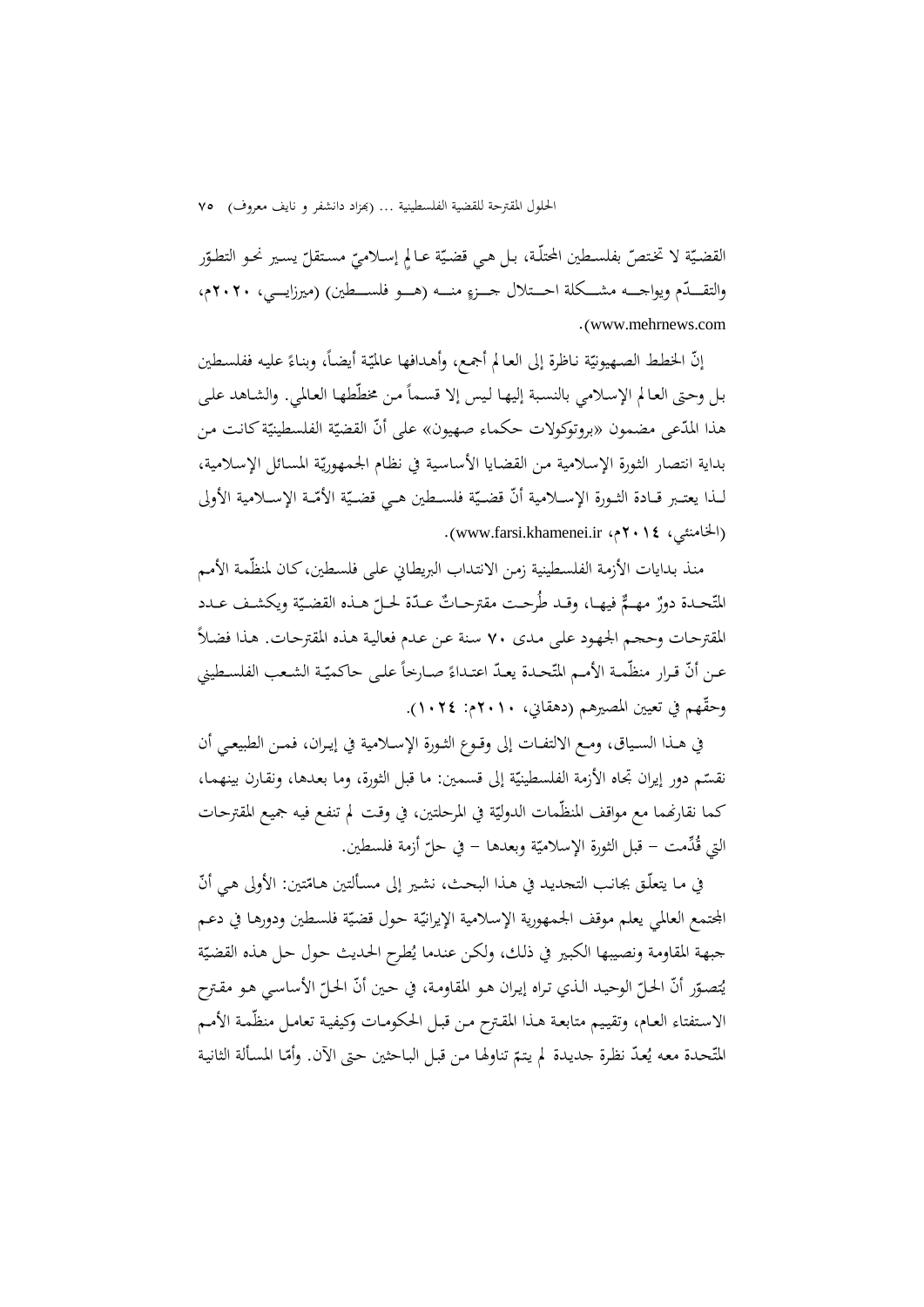القضيّة لا تختصّ بفلسطين المحتلّة، بل هي قضيّة عالمٍ إسلاميّ مستقلّ يسير نحو التطوّر والتقدّم ويواجه مشكلة احتلال جزءٍ منه (هو فلسطين) (ميرزايي، ٢٠٢٠م، www.mehrnews.com).

إنّ الخطط الصهيونيّة ناظرة إلى العالم أجمع، وأهدافها عالميّة أيضاً، وبناءً عليه ففلسطين بل وحتى العالم الإسلامي بالنسبة إليها ليس إلا قسماً من مخطّطها العالمي. والشاهد على هذا المدّعى مضمون «بروتوكولات حكماء صهيون» على أنّ القضيّة الفلسطينيّة كانت من بداية انتصار الثورة الإسلامية من القضايا الأساسية في نظام الجمهوريّة المسائل الإسلامية، لذا يعتبر قادة الثورة الإسلامية أنّ قضيّة فلسطين هي قضيّة الأمّة الإسلامية الأولى (الخامنئي، ٢٠١٤م، www.farsi.khamenei.ir).

منذ بدايات الأزمة الفلسطينية زمن الانتداب البريطاني على فلسطين، كان لمنظّمة الأمم المتّحدة دورٌ مهمٌّ فيها، وقد طُرحت مقترحاتٌ عدّة لحلّ هذه القضيّة ويكشف عدد المقترحات وحجم الجهود على مدى ٧٠ سنة عن عدم فعالية هذه المقترحات. هذا فضلاً عن أنّ قرار منظّمة الأمم المتّحدة يعدّ اعتداءً صارخاً على حاكميّة الشعب الفلسطيني وحقّهم في تعيين المصيرهم (دهقاني، ٢٠١٠م: ١٠٢٤).

في هذا السياق، ومع الالتفات إلى وقوع الثورة الإسلامية في إيران، فمن الطبيعي أن نقسّم دور إيران تجاه الأزمة الفلسطينيّة إلى قسمين: ما قبل الثورة، وما بعدها، ونقارن بينهما، كما نقارنهما مع مواقف المنظّمات الدوليّة في المرحلتين، في وقت لم تنفع فيه جميع المقترحات التي قُدِّمت – قبل الثورة الإسلاميّة وبعدها – في حلّ أزمة فلسطين.

في ما يتعلّق بجانب التجديد في هذا البحث، نشير إلى مسألتين هامّتين: الأولى هي أنّ المجتمع العالمي يعلم موقف الجمهورية الإسلامية الإيرانيّة حول قضيّة فلسطين ودورها في دعم جبهة المقاومة ونصيبها الكبير في ذلك، ولكن عندما يُطرح الحديث حول حل هذه القضيّة يُتصوّر أنّ الحلّ الوحيد الذي تراه إيران هو المقاومة، في حين أنّ الحلّ الأساسي هو مقترح الاستفتاء العام، وتقييم متابعة هذا المقترح من قبل الحكومات وكيفية تعامل منظّمة الأمم المتّحدة معه يُعدّ نظرة جديدة لم يتمّ تناولها من قبل الباحثين حتى الآن. وأمّا المسألة الثانية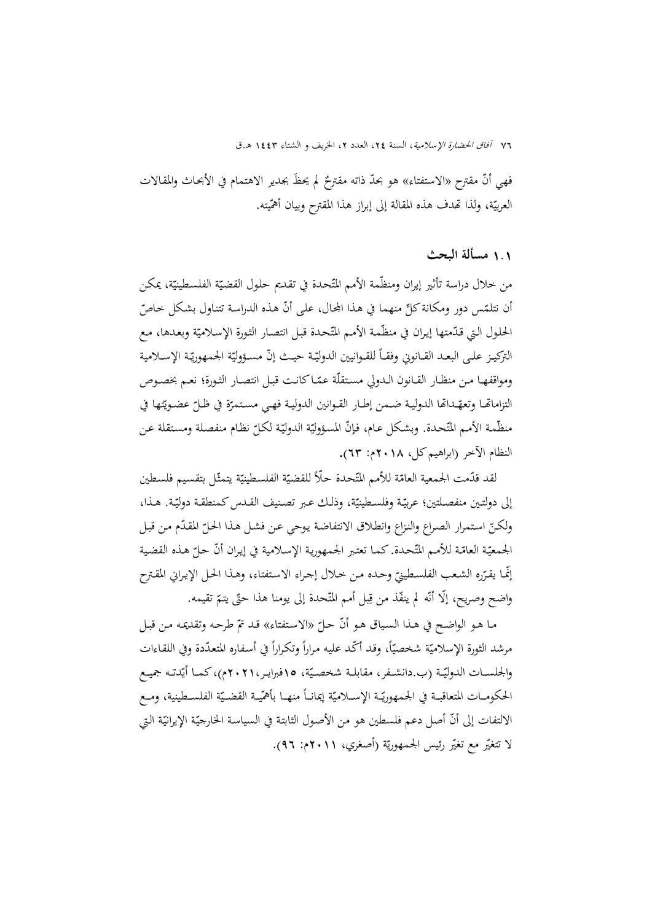فهي أنّ مقترح «الاستفتاء» هو بحدّ ذاته مقترحٌ لم يحظَ بجدير الاهتمام في الأبحاث والمقالات العربيّة، ولذا تهدف هذه المقالة إلى إبراز هذا المقترح وبيان أهمّيته.

## ١.١ مسألة البحث

من خلال دراسة تأثير إيران ومنظّمة الأمم المتّحدة في تقديم حلول القضيّة الفلسطينيّة، يمكن أن نتلمّس دور ومكانة كلٍّ منهما في هذا المجال، على أنّ هذه الدراسة تتناول بشكل خاصّ الحلول التي قدّمتها إيران في منظّمة الأمم المتّحدة قبل انتصار الثورة الإسلاميّة وبعدها، مع التركيز على البعد القانوني وفقاً للقوانين الدوليّة حيث إنّ مسؤوليّة الجمهوريّة الإسلامية ومواقفها من منظار القانون الدولي مستقلّة عمّا كانت قبل انتصار الثورة؛ نعم بخصوص التزاماتها وتعهّداتها الدولية ضمن إطار القوانين الدولية فهي مستمرّة في ظلّ عضويّتها في منظّمة الأمم المتّحدة. وبشكل عام، فإنّ المسؤوليّة الدوليّة لكلّ نظام منفصلة ومستقلة عن النظام الآخر (ابراهيم كل، ٢٠١٨م: ٦٣).

لقد قدّمت الجمعية العامّة للأمم المتّحدة حلاً للقضيّة الفلسطينيّة يتمثّل بتقسيم فلسطين إلى دولتين منفصلتين؛ عربيّة وفلسطينيّة، وذلك عبر تصنيف القدس كمنطقة دوليّة. هذا، ولكنّ استمرار الصراع والنزاع وانطلاق الانتفاضة يوحي عن فشل هذا الحلّ المقدّم من قبل الجمعيّة العامّة للأمم المتّحدة. كما تعتبر الجمهورية الإسلامية في إيران أنّ حلّ هذه القضية إنّما يقرّره الشعب الفلسطينيّ وحده من خلال إجراء الاستفتاء، وهذا الحل الإيراني المقترح واضح وصريح، إلّا أنّه لم ينفّذ من قِبل أمم المتّحدة إلى يومنا هذا حتّى يتمّ تقيمه.

ما هو الواضح في هذا السياق هو أنّ حلّ «الاستفتاء» قد تمّ طرحه وتقديمه من قبل مرشد الثورة الإسلاميّة شخصيّاً، وقد أكّد عليه مراراً وتكراراً في أسفاره المتعدّدة وفي اللقاءات والجلسات الدوليّة (ب.دانشفر، مقابلة شخصيّة، ١٥فبراير،٢٠٢١م)، كما أيّدته جميع الحكومات المتعاقبة في الجمهوريّة الإسلاميّة إيماناً منها بأهمّية القضيّة الفلسطينية، ومع الالتفات إلى أنّ أصل دعم فلسطين هو من الأصول الثابتة في السياسة الخارجيّة الإيرانيّة التي لا تتغيّر مع تغيّر رئيس الجمهوريّة (أصغري، ٢٠١١م: ٩٦).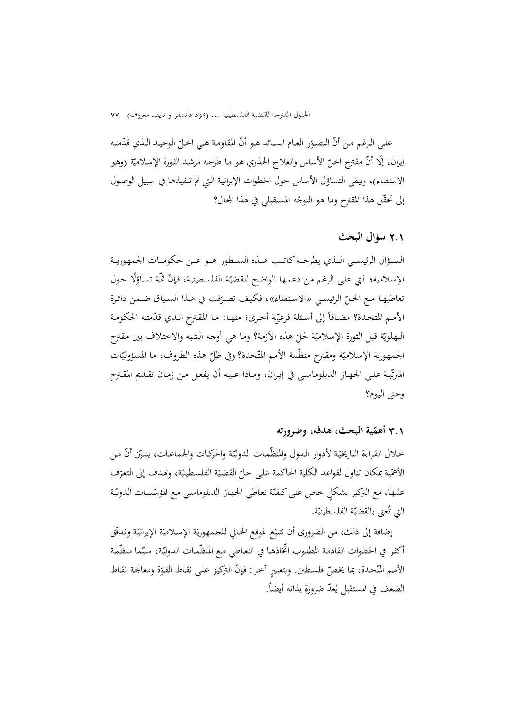على الرغم من أنّ التصوّر العام السائد هو أنّ المقاومة هي الحلّ الوحيد الذي قدّمته إيران، إلّا أنّ مقترح الحلّ الأساس والعلاج الجذري هو ما طرحه مرشد الثورة الإسلاميّة (وهو الاستفتاء)، ويبقى التساؤل الأساس حول الخطوات الإيرانية التي تم تنفيذها في سبيل الوصول إلى تحقّق هذا المقترح وما هو التوجّه المستقبلي في هذا المجال؟

### ۲.۱ سؤال البحث

السؤال الرئيسي الذي يطرحه كاتب هذه السطور هو عن حكومات الجمهورية الإسلامية؛ التي على الرغم من دعمها الواضح للقضيّة الفلسطينية، فإنّ ثمّة تساؤلًا حول تعاطيها مع الحلّ الرئيسي «الاستفتاء»، فكيف تصرّفت في هذا السياق ضمن دائرة الأمم المتحدة؟ مضافاً إلى أسئلة فرعيّة أخرى؛ منها: ما المقترح الذي قدّمته الحكومة البهلويّة قبل الثورة الإسلاميّة لحلّ هذه الأزمة؟ وما هي أوجه الشبه والاختلاف بين مقترح الجمهورية الإسلاميّة ومقترح منظّمة الأمم المتّحدة؟ وفي ظلّ هذه الظروف، ما المسؤوليّات المترتّبة على الجهاز الدبلوماسي في إيران، وماذا عليه أن يفعل من زمان تقديم المقترح وحتى اليوم؟

### ۳.۱ أهمّية البحث، هدفه، وضرورته

خلال القراءة التاريخيّة لأدوار الدول والمنظّمات الدوليّة والحركات والجماعات، يتبيّن أنّ من الأهمّية بمكان تناول لقواعد الكلية الحاكمة على حلّ القضيّة الفلسطينيّة، ونهدف إلى التعرّف عليها، مع التركيز بشكلٍ خاص على كيفيّة تعاطي الجهاز الدبلوماسي مع المؤسّسات الدوليّة التي تُعنى بالقضيّة الفلسطينيّة.

إضافة إلى ذلك، من الضروري أن نتتبّع الموقع الحالي للجمهوريّة الإسلاميّة الإيرانيّة وندقّق أكثر في الخطوات القادمة المطلوب اتّخاذها في التعاطي مع المنظّمات الدوليّة، سيّما منظّمة الأمم المتّحدة، بما يخصّ فلسطين. وبتعبيرٍ آخر: فإنّ التركيز على نقاط القوّة ومعالجة نقاط الضعف في المستقبل يُعدّ ضرورة بذاته أيضاً.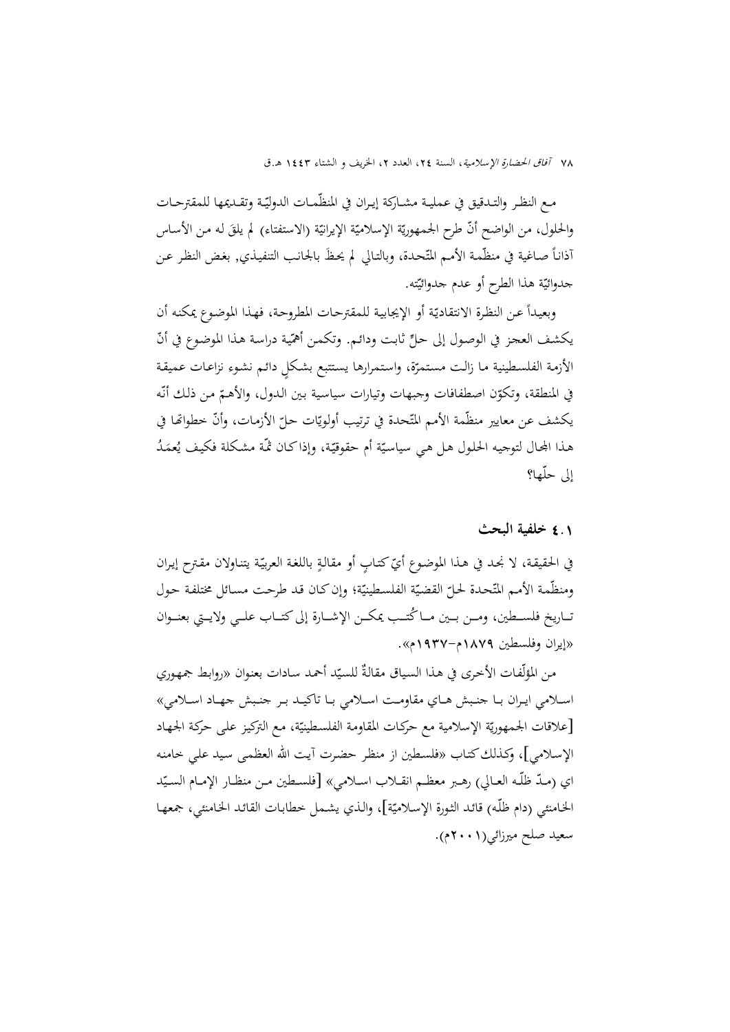مع النظر والتدقيق في عملية مشاركة إيران في المنظّمات الدوليّة وتقديمها للمقترحات والحلول، من الواضح أنّ طرح الجمهوريّة الإسلاميّة الإيرانيّة (الاستفتاء) لم يلقَ له من الأساس آذاناً صاغية في منظّمة الأمم المتّحدة، وبالتالي لم يحظَ بالجانب التنفيذي, بغض النظر عن جدوائيّة هذا الطرح أو عدم جدوائيّته.

وبعيداً عن النظرة الانتقاديّة أو الإيجابية للمقترحات المطروحة، فهذا الموضوع يمكنه أن يكشف العجز في الوصول إلى حلٍّ ثابت ودائم. وتكمن أهمّية دراسة هذا الموضوع في أنّ الأزمة الفلسطينية ما زالت مستمرّة، واستمرارها يستتبع بشكلٍ دائم نشوء نزاعات عميقة في المنطقة، وتكوّن اصطفافات وجبهات وتيارات سياسية بين الدول، والأهمّ من ذلك أنّه يكشف عن معايير منظّمة الأمم المتّحدة في ترتيب أولويّات حلّ الأزمات، وأنّ خطواتها في هذا المجال لتوجيه الحلول هل هي سياسيّة أم حقوقيّة، وإذا كان ثمّة مشكلة فكيف يُعمَدُ إلى حلّها؟

### ٤.١ خلفية البحث

في الحقيقة، لا نجد في هذا الموضوع أيّ كتابٍ أو مقالةٍ باللغة العربيّة يتناولان مقترح إيران ومنظّمة الأمم المتّحدة لحلّ القضيّة الفلسطينيّة؛ وإن كان قد طرحت مسائل مختلفة حول تاريخ فلسطين، ومن بين ما كُتب يمكن الإشارة إلى كتاب علي ولايتي بعنوان «إيران وفلسطين ١٨٧٩م–١٩٣٧م».

من المؤلّفات الأخرى في هذا السياق مقالةٌ للسيّد أحمد سادات بعنوان «روابط جمهوري اسلامي ايران با جنبش هاي مقاومت اسلامي با تاكيد بر جنبش جهاد اسلامي» [علاقات الجمهوريّة الإسلامية مع حركات المقاومة الفلسطينيّة، مع التركيز على حركة الجهاد الإسلامي]، وكذلك كتاب «فلسطين از منظر حضرت آيت الله العظمى سيد علي خامنه اي (مدّ ظلّه العالي) رهبر معظم انقلاب اسلامي» [فلسطين من منظار الإمام السيّد الخامنئي (دام ظلّه) قائد الثورة الإسلاميّة]، والذي يشمل خطابات القائد الخامنئي، جمعها سعيد صلح ميرزائي(٢٠٠١م).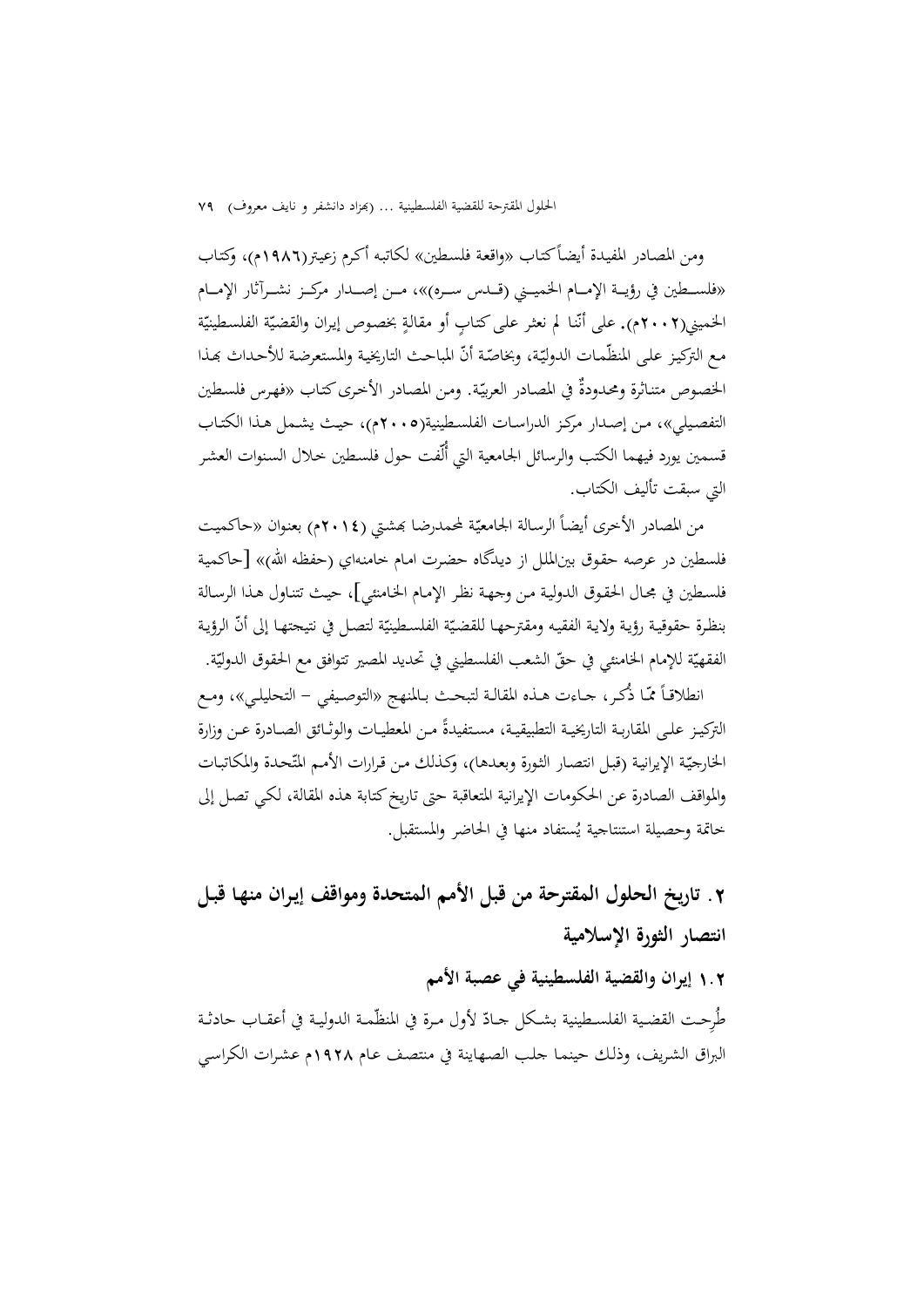ومن المصادر المفيدة أيضاً كتاب «واقعة فلسطين» لكاتبه أكرم زعيتر(١٩٨٦م)، وكتاب «فلسطين في رؤية الإمام الخميني (قدس سره)»، من إصدار مركز نشر آثار الإمام الخميني(٢٠٠٢م). على أنّنا لم نعثر على كتابٍ أو مقالةٍ بخصوص إيران والقضيّة الفلسطينيّة مع التركيز على المنظّمات الدوليّة، وبخاصّة أنّ المباحث التاريخية والمستعرضة للأحداث بهذا الخصوص متناثرة ومحدودةٌ في المصادر العربيّة. ومن المصادر الأخرى كتاب «فهرس فلسطين التفصيلي»، من إصدار مركز الدراسات الفلسطينية(٢٠٠٥م)، حيث يشمل هذا الكتاب قسمين يورد فيهما الكتب والرسائل الجامعية التي أُلّفت حول فلسطين خلال السنوات العشر التي سبقت تأليف الكتاب.

من المصادر الأخرى أيضاً الرسالة الجامعيّة لمحمدرضا بهشتي (٢٠١٤م) بعنوان «حاكميت فلسطين در عرصه حقوق بين‌الملل از ديدگاه حضرت امام خامنه‌اى (حفظه الله)» [حاكمية فلسطين في مجال الحقوق الدولية من وجهة نظر الإمام الخامنئي]، حيث تتناول هذا الرسالة بنظرة حقوقية رؤية ولاية الفقيه ومقترحها للقضيّة الفلسطينيّة لتصل في نتيجتها إلى أنّ الرؤية الفقهيّة للإمام الخامنئي في حقّ الشعب الفلسطيني في تحديد المصير تتوافق مع الحقوق الدوليّة.

انطلاقاً ممّا ذُكر، جاءت هذه المقالة لتبحث بالمنهج «التوصيفي – التحليلي»، ومع التركيز على المقاربة التاريخية التطبيقية، مستفيدةً من المعطيات والوثائق الصادرة عن وزارة الخارجيّة الإيرانية (قبل انتصار الثورة وبعدها)، وكذلك من قرارات الأمم المتّحدة والمكاتبات والمواقف الصادرة عن الحكومات الإيرانية المتعاقبة حتى تاريخ كتابة هذه المقالة، لكي تصل إلى خاتمة وحصيلة استنتاجية يُستفاد منها في الحاضر والمستقبل.

## ٢. تاريخ الحلول المقترحة من قبل الأمم المتحدة ومواقف إيران منها قبل انتصار الثورة الإسلامية

### ١.٢ إيران والقضية الفلسطينية في عصبة الأمم

طُرِحت القضية الفلسطينية بشكل جادّ لأول مرة في المنظّمة الدولية في أعقاب حادثة البراق الشريف، وذلك حينما جلب الصهاينة في منتصف عام ١٩٢٨م عشرات الكراسي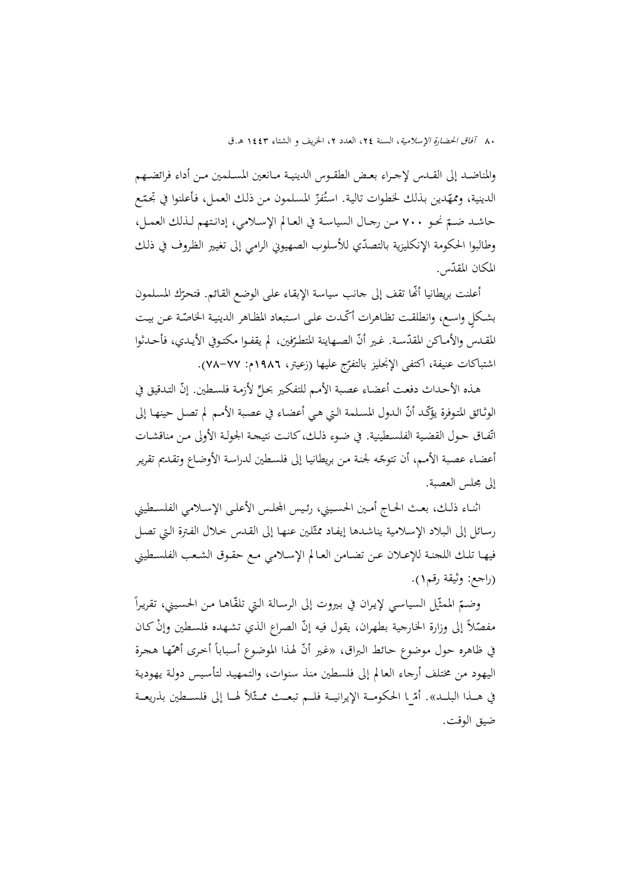والمناصد إلى القدس لإجراء بعض الطقوس الدينية مانعين المسلمين من أداء فرائضهم الدينية، وممهّدين بذلك لخطوات تالية. استُفزّ المسلمون من ذلك العمل، فأعلنوا في تجمّع حاشد ضمّ نحو ٧٠٠ من رجال السياسة في العالم الإسلامي، إدانتهم لذلك العمل، وطالبوا الحكومة الإنكليزية بالتصدّي للأسلوب الصهيوني الرامي إلى تغيير الظروف في ذلك المكان المقدّس.

أعلنت بريطانيا أنّها تقف إلى جانب سياسة الإبقاء على الوضع القائم. فتحرّك المسلمون بشكلٍ واسع، وانطلقت تظاهرات أكّدت على استبعاد المظاهر الدينية الخاصّة عن بيت المقدس والأماكن المقدّسة. غير أنّ الصهاينة المتطرّفين، لم يقفوا مكتوفي الأيدي، فأحدثوا اشتباكات عنيفة، اكتفى الإنجليز بالتفرّج عليها (زعيتر، ١٩٨٦م: ٧٧-٧٨).

هذه الأحداث دفعت أعضاء عصبة الأمم للتفكير بحلٍّ لأزمة فلسطين. إنّ التدقيق في الوثائق المتوفرة يؤكّد أنّ الدول المسلمة التي هي أعضاء في عصبة الأمم لم تصل حينها إلى اتّفاق حول القضية الفلسطينية. في ضوء ذلك، كانت نتيجة الجولة الأولى من مناقشات أعضاء عصبة الأمم، أن تتوجّه لجنة من بريطانيا إلى فلسطين لدراسة الأوضاع وتقديم تقرير إلى مجلس العصبة.

اثناء ذلك، بعث الحاج أمين الحسيني، رئيس المجلس الأعلى الإسلامي الفلسطيني رسائل إلى البلاد الإسلامية يناشدها إيفاد ممثّلين عنها إلى القدس خلال الفترة التي تصل فيها تلك اللجنة للإعلان عن تضامن العالم الإسلامي مع حقوق الشعب الفلسطيني (راجع: وثيقة رقم١).

وضمّ الممثِّل السياسي لإيران في بيروت إلى الرسالة التي تلقّاها من الحسيني، تقريراً مفصّلاً إلى وزارة الخارجية بطهران، يقول فيه إنّ الصراع الذي تشهده فلسطين وإنْ كان في ظاهره حول موضوع حائط البراق، «غير أنّ لهذا الموضوع أسباباً أخرى أهمّها هجرة اليهود من مختلف أرجاء العالم إلى فلسطين منذ سنوات، والتمهيد لتأسيس دولة يهودية في هذا البلد». أمّا الحكومة الإيرانية فلم تبعث ممثّلاً لها إلى فلسطين بذريعة ضيق الوقت.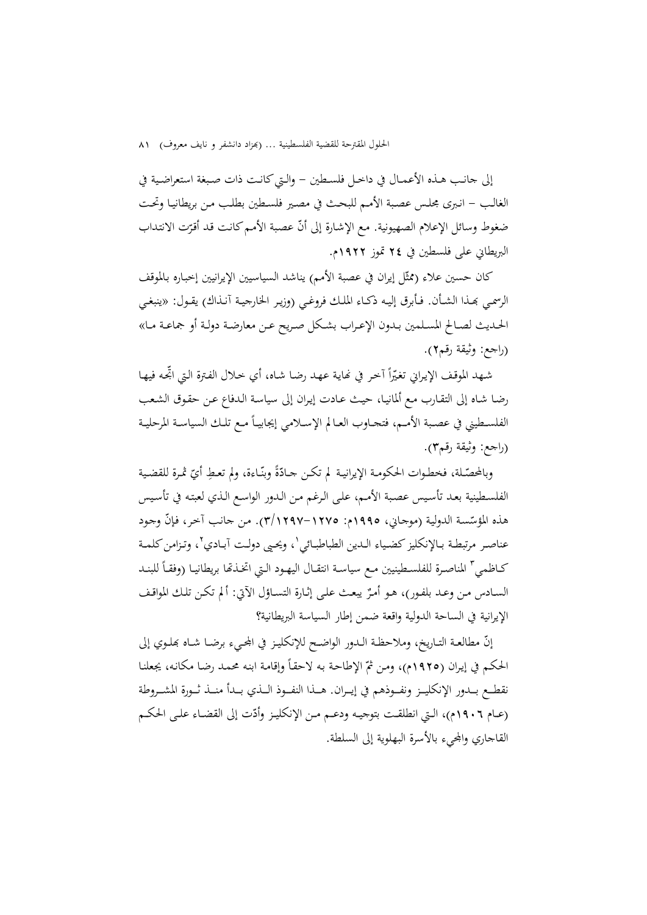إلى جانب هذه الأعمال في داخل فلسطين – والتي كانت ذات صبغة استعراضية في الغالب – انبرى مجلس عصبة الأمم للبحث في مصير فلسطين بطلب من بريطانيا وتحت ضغوط وسائل الإعلام الصهيونية. مع الإشارة إلى أنّ عصبة الأمم كانت قد أقرّت الانتداب البريطاني على فلسطين في ٢٤ تموز ١٩٢٢م.

كان حسين علاء (ممثّل إيران في عصبة الأمم) يناشد السياسيين الإيرانيين إخباره بالموقف الرسمي بهذا الشأن. فأبرق إليه ذكاء الملك فروغي (وزير الخارجية آنذاك) يقول: «ينبغي الحديث لصالح المسلمين بدون الإعراب بشكل صريح عن معارضة دولة أو جماعة ما» (راجع: وثيقة رقم٢).

شهد الموقف الإيراني تغيّراً آخر في نهاية عهد رضا شاه، أي خلال الفترة التي اتّجه فيها رضا شاه إلى التقارب مع ألمانيا، حيث عادت إيران إلى سياسة الدفاع عن حقوق الشعب الفلسطيني في عصبة الأمم، فتجاوب العالم الإسلامي إيجابياً مع تلك السياسة المرحلية (راجع: وثيقة رقم٣).

وبالمحصّلة، فخطوات الحكومة الإيرانية لم تكن جادّةً وبنّاءة، ولم تعطِ أيّ ثمرة للقضية الفلسطينية بعد تأسيس عصبة الأمم، على الرغم من الدور الواسع الذي لعبته في تأسيس هذه المؤسّسة الدولية (موجاني، ١٩٩٥م: ١٢٧٥-١٢٩٧/٣). من جانب آخر، فإنّ وجود عناصر مرتبطة بالإنكليز كضياء الدين الطباطبائي[1]، ويحيى دولت آبادي[2]، وتزامن كلمة كاظمي[3] المناصرة للفلسطينيين مع سياسة انتقال اليهود التي اتخذتها بريطانيا (وفقاً للبند السادس من وعد بلفور)، هو أمرٌ يبعث على إثارة التساؤل الآتي: ألم تكن تلك المواقف الإيرانية في الساحة الدولية واقعة ضمن إطار السياسة البريطانية؟

إنّ مطالعة التاريخ، وملاحظة الدور الواضح للإنكليز في المجيء برضا شاه بهلوي إلى الحكم في إيران (١٩٢٥م)، ومن ثمّ الإطاحة به لاحقاً وإقامة ابنه محمد رضا مكانه، يجعلنا نقطع بدور الإنكليز ونفوذهم في إيران. هذا النفوذ الذي بدأ منذ ثورة المشروطة (عام ١٩٠٦م)، التي انطلقت بتوجيه ودعم من الإنكليز وأدّت إلى القضاء على الحكم القاجاري والمجيء بالأسرة البهلوية إلى السلطة.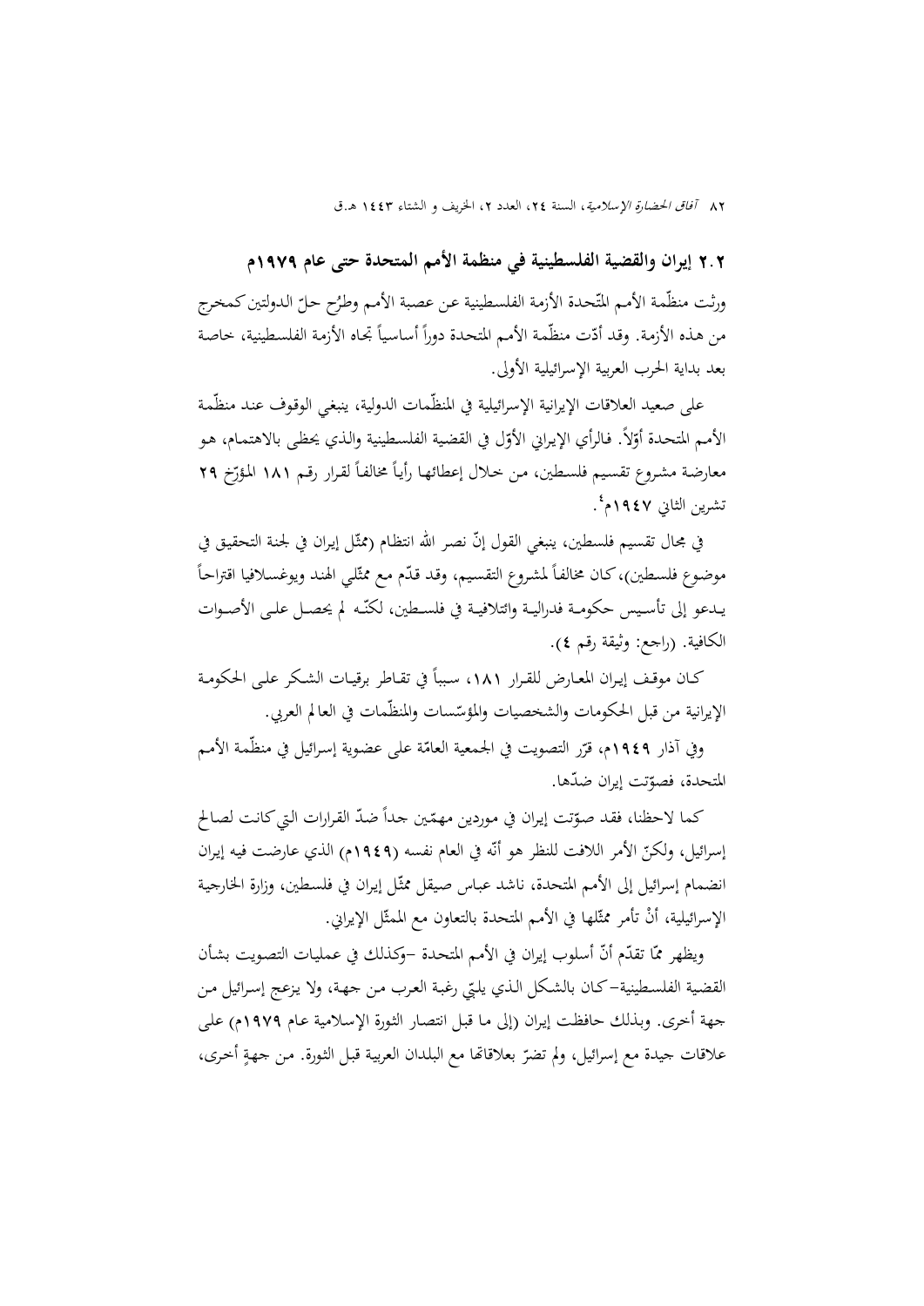## ٢.٢ إيران والقضية الفلسطينية في منظمة الأمم المتحدة حتى عام ١٩٧٩م

ورثت منظّمة الأمم المتّحدة الأزمة الفلسطينية عن عصبة الأمم وطرُح حلّ الدولتين كمخرج من هذه الأزمة. وقد أدّت منظّمة الأمم المتحدة دوراً أساسياً تجاه الأزمة الفلسطينية، خاصة بعد بداية الحرب العربية الإسرائيلية الأولى.

على صعيد العلاقات الإيرانية الإسرائيلية في المنظّمات الدولية، ينبغي الوقوف عند منظّمة الأمم المتحدة أوّلاً. فالرأي الإيراني الأوّل في القضية الفلسطينية والذي يحظى بالاهتمام، هو معارضة مشروع تقسيم فلسطين، من خلال إعطائها رأياً مخالفاً لقرار رقم ١٨١ المؤرّخ ٢٩ تشرين الثاني ١٩٤٧م[٤].

في مجال تقسيم فلسطين، ينبغي القول إنّ نصر الله انتظام (ممثّل إيران في لجنة التحقيق في موضوع فلسطين)، كان مخالفاً لمشروع التقسيم، وقد قدّم مع ممثّلي الهند ويوغسلافيا اقتراحاً يدعو إلى تأسيس حكومة فدرالية وائتلافية في فلسطين، لكنّه لم يحصل على الأصوات الكافية. (راجع: وثيقة رقم ٤).

كان موقف إيران المعارض للقرار ١٨١، سبباً في تقاطر برقيات الشكر على الحكومة الإيرانية من قبل الحكومات والشخصيات والمؤسّسات والمنظّمات في العالم العربي.

وفي آذار ١٩٤٩م، قرّر التصويت في الجمعية العامّة على عضوية إسرائيل في منظّمة الأمم المتحدة، فصوّتت إيران ضدّها.

كما لاحظنا، فقد صوّتت إيران في موردين مهمّين جداً ضدّ القرارات التي كانت لصالح إسرائيل، ولكنّ الأمر اللافت للنظر هو أنّه في العام نفسه (١٩٤٩م) الذي عارضت فيه إيران انضمام إسرائيل إلى الأمم المتحدة، ناشد عباس صيقل ممثّل إيران في فلسطين، وزارة الخارجية الإسرائيلية، أنْ تأمر ممثّلها في الأمم المتحدة بالتعاون مع الممثّل الإيراني.

ويظهر ممّا تقدّم أنّ أسلوب إيران في الأمم المتحدة –وكذلك في عمليات التصويت بشأن القضية الفلسطينية– كان بالشكل الذي يلبّي رغبة العرب من جهة، ولا يزعج إسرائيل من جهة أخرى. وبذلك حافظت إيران (إلى ما قبل انتصار الثورة الإسلامية عام ١٩٧٩م) على علاقات جيدة مع إسرائيل، ولم تضرّ بعلاقاتها مع البلدان العربية قبل الثورة. من جهةٍ أخرى،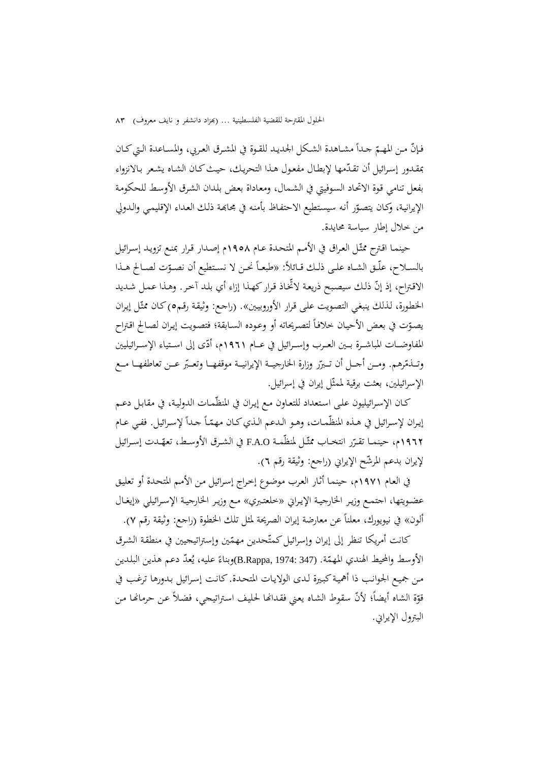فإنّ من المهمّ جداً مشاهدة الشكل الجديد للقوة في المشرق العربي، والمساعدة التي كان بمقدور إسرائيل أن تقدّمها لإبطال مفعول هذا التحريك، حيث كان الشاه يشعر بالانزواء بفعل تنامي قوة الاتحاد السوفيتي في الشمال، ومعاداة بعض بلدان الشرق الأوسط للحكومة الإيرانية، وكان يتصوّر أنه سيستطيع الاحتفاظ بأمنه في مجابهة ذلك العداء الإقليمي والدولي من خلال إطار سياسة محايدة.

حينما اقترح ممثّل العراق في الأمم المتحدة عام ١٩٥٨م إصدار قرار بمنع تزويد إسرائيل بالسلاح، علّق الشاه على ذلك قائلاً: «طبعاً نحن لا نستطيع أن نصوّت لصالح هذا الاقتراح، إذ إنّ ذلك سيصبح ذريعة لاتّخاذ قرار كهذا إزاء أي بلد آخر. وهذا عمل شديد الخطورة، لذلك ينبغي التصويت على قرار الأوروبيين». (راجع: وثيقة رقم٥) كان ممثّل إيران يصوّت في بعض الأحيان خلافاً لتصريحاته أو وعوده السابقة؛ فتصويت إيران لصالح اقتراح المفاوضات المباشرة بين العرب وإسرائيل في عام ١٩٦١م، أدّى إلى استياء الإسرائيليين وتذمّرهم. ومن أجل أن تبرّر وزارة الخارجية الإيرانية موقفها وتعبّر عن تعاطفها مع الإسرائيلين، بعثت برقية لممثّل إيران في إسرائيل.

كان الإسرائيليون على استعداد للتعاون مع إيران في المنظّمات الدولية، في مقابل دعم إيران لإسرائيل في هذه المنظّمات، وهو الدعم الذي كان مهمّاً جداً لإسرائيل. ففي عام ١٩٦٢م، حينما تقرّر انتخاب ممثّل لمنظّمة F.A.O في الشرق الأوسط، تعهّدت إسرائيل لإيران بدعم المرشّح الإيراني (راجع: وثيقة رقم ٦).

في العام ١٩٧١م، حينما أثار العرب موضوع إخراج إسرائيل من الأمم المتحدة أو تعليق عضويتها، اجتمع وزير الخارجية الإيراني «خلعتبري» مع وزير الخارجية الإسرائيلي «إيغال ألون» في نيويورك، معلناً عن معارضة إيران الصريحة لمثل تلك الخطوة (راجع: وثيقة رقم ٧).

كانت أمريكا تنظر إلى إيران وإسرائيل كمتّحدين مهمّين وإستراتيجيين في منطقة الشرق الأوسط والمحيط الهندي المهمّة. (B.Rappa, 1974: 347)وبناءً عليه، يُعدّ دعم هذين البلدين من جميع الجوانب ذا أهمية كبيرة لدى الولايات المتحدة. كانت إسرائيل بدورها ترغب في قوّة الشاه أيضاً؛ لأنّ سقوط الشاه يعني فقدانها لحليف استراتيجي، فضلاً عن حرمانها من البترول الإيراني.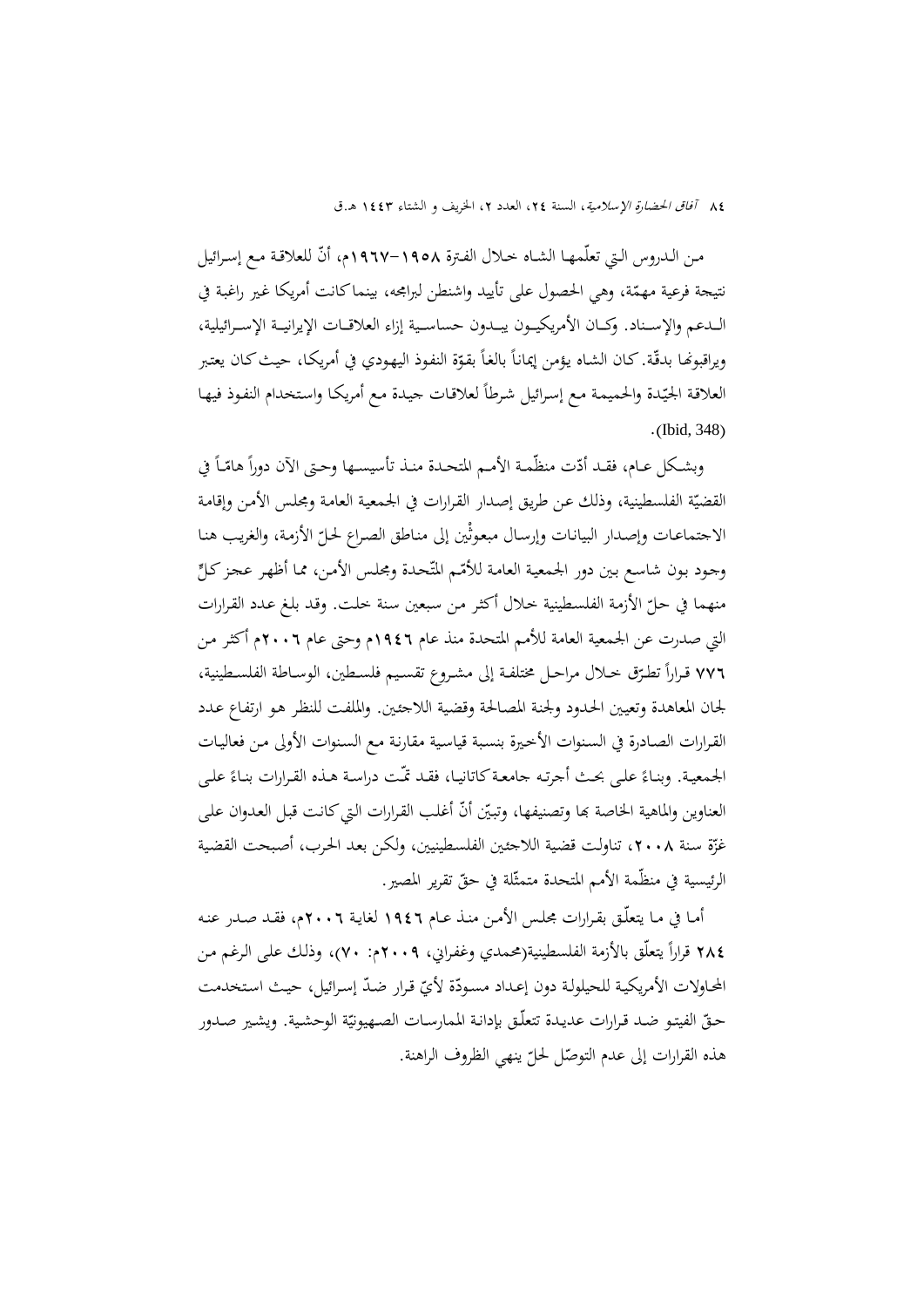من الدروس التي تعلّمها الشاه خلال الفترة ١٩٥٨-١٩٦٧م، أنّ للعلاقة مع إسرائيل نتيجة فرعية مهمّة، وهي الحصول على تأييد واشنطن لبرامجه، بينما كانت أمريكا غير راغبة في الدعم والإسناد. وكان الأمريكيون يبدون حساسية إزاء العلاقات الإيرانية الإسرائيلية، ويراقبونها بدقّة. كان الشاه يؤمن إيماناً بالغاً بقوّة النفوذ اليهودي في أمريكا، حيث كان يعتبر العلاقة الجيّدة والحميمة مع إسرائيل شرطاً لعلاقات جيدة مع أمريكا واستخدام النفوذ فيها .(Ibid, 348)

وبشكل عام، فقد أدّت منظّمة الأمم المتحدة منذ تأسيسها وحتى الآن دوراً هامّاً في القضيّة الفلسطينية، وذلك عن طريق إصدار القرارات في الجمعية العامة ومجلس الأمن وإقامة الاجتماعات وإصدار البيانات وإرسال مبعوثَين إلى مناطق الصراع لحلّ الأزمة، والغريب هنا وجود بون شاسع بين دور الجمعية العامة للأمّم المتّحدة ومجلس الأمن، مما أظهر عجز كلٍّ منهما في حلّ الأزمة الفلسطينية خلال أكثر من سبعين سنة خلت. وقد بلغ عدد القرارات التي صدرت عن الجمعية العامة للأمم المتحدة منذ عام ١٩٤٦م وحتى عام ٢٠٠٦م أكثر من ٧٧٦ قراراً تطرّق خلال مراحل مختلفة إلى مشروع تقسيم فلسطين، الوساطة الفلسطينية، لجان المعاهدة وتعيين الحدود ولجنة المصالحة وقضية اللاجئين. والملفت للنظر هو ارتفاع عدد القرارات الصادرة في السنوات الأخيرة بنسبة قياسية مقارنة مع السنوات الأولى من فعاليات الجمعية. وبناءً على بحث أجرته جامعة كاتانيا، فقد تمّت دراسة هذه القرارات بناءً على العناوين والماهية الخاصة بها وتصنيفها، وتبيّن أنّ أغلب القرارات التي كانت قبل العدوان على غزّة سنة ٢٠٠٨، تناولت قضية اللاجئين الفلسطينيين، ولكن بعد الحرب، أصبحت القضية الرئيسية في منظّمة الأمم المتحدة متمثّلة في حقّ تقرير المصير.

أما في ما يتعلّق بقرارات مجلس الأمن منذ عام ١٩٤٦ لغاية ٢٠٠٦م، فقد صدر عنه ٢٨٤ قراراً يتعلّق بالأزمة الفلسطينية(محمدي وغفراني، ٢٠٠٩م: ٧٠)، وذلك على الرغم من المحاولات الأمريكية للحيلولة دون إعداد مسودّة لأيّ قرار ضدّ إسرائيل، حيث استخدمت حقّ الفيتو ضد قرارات عديدة تتعلّق بإدانة الممارسات الصهيونيّة الوحشية. ويشير صدور هذه القرارات إلى عدم التوصّل لحلّ ينهي الظروف الراهنة.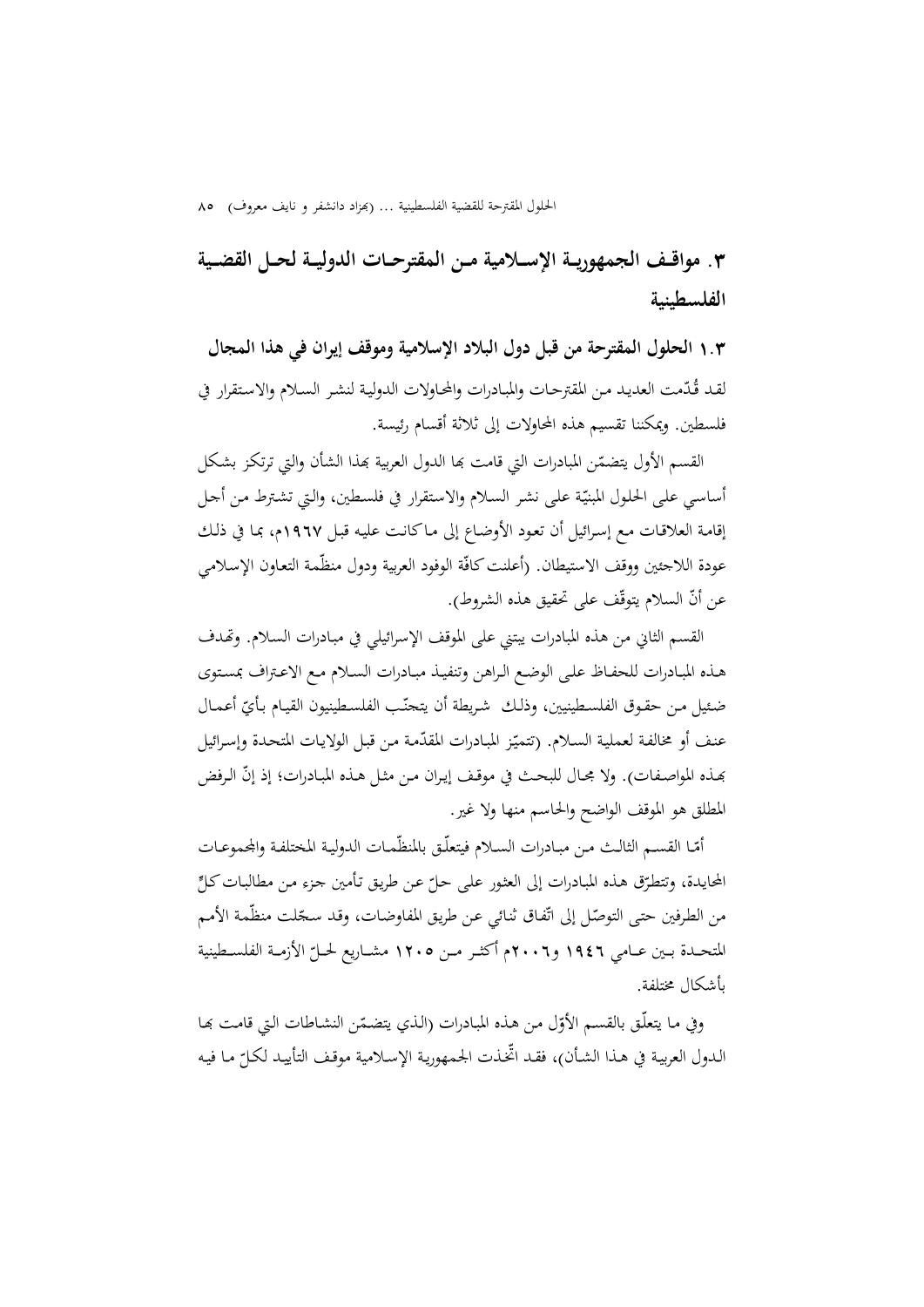## ٣. مواقف الجمهورية الإسلامية من المقترحات الدولية لحل القضية الفلسطينية

### ١.٣ الحلول المقترحة من قبل دول البلاد الإسلامية وموقف إيران في هذا المجال

لقد قُدّمت العديد من المقترحات والمبادرات والمحاولات الدولية لنشر السلام والاستقرار في فلسطين. ويمكننا تقسيم هذه المحاولات إلى ثلاثة أقسام رئيسة.

القسم الأول يتضمّن المبادرات التي قامت بها الدول العربية بهذا الشأن والتي ترتكز بشكل أساسي على الحلول المبنيّة على نشر السلام والاستقرار في فلسطين، والتي تشترط من أجل إقامة العلاقات مع إسرائيل أن تعود الأوضاع إلى ما كانت عليه قبل ١٩٦٧م، بما في ذلك عودة اللاجئين ووقف الاستيطان. (أعلنت كافّة الوفود العربية ودول منظّمة التعاون الإسلامي عن أنّ السلام يتوقّف على تحقيق هذه الشروط).

القسم الثاني من هذه المبادرات يبتني على الموقف الإسرائيلي في مبادرات السلام. وتهدف هذه المبادرات للحفاظ على الوضع الراهن وتنفيذ مبادرات السلام مع الاعتراف بمستوى ضئيل من حقوق الفلسطينيين، وذلك شريطة أن يتجنّب الفلسطينيون القيام بأيّ أعمال عنف أو مخالفة لعملية السلام. (تتميّز المبادرات المقدّمة من قبل الولايات المتحدة وإسرائيل بهذه المواصفات). ولا مجال للبحث في موقف إيران من مثل هذه المبادرات؛ إذ إنّ الرفض المطلق هو الموقف الواضح والحاسم منها ولا غير.

أمّا القسم الثالث من مبادرات السلام فيتعلّق بالمنظّمات الدولية المختلفة والمجموعات المحايدة، وتتطرّق هذه المبادرات إلى العثور على حلّ عن طريق تأمين جزء من مطالبات كلٍّ من الطرفين حتى التوصّل إلى اتّفاق ثنائي عن طريق المفاوضات، وقد سجّلت منظّمة الأمم المتحدة بين عامي ١٩٤٦ و٢٠٠٦م أكثر من ١٢٠٥ مشاريع لحلّ الأزمة الفلسطينية بأشكال مختلفة.

وفي ما يتعلّق بالقسم الأوّل من هذه المبادرات (الذي يتضمّن النشاطات التي قامت بها الدول العربية في هذا الشأن)، فقد اتّخذت الجمهورية الإسلامية موقف التأييد لكلّ ما فيه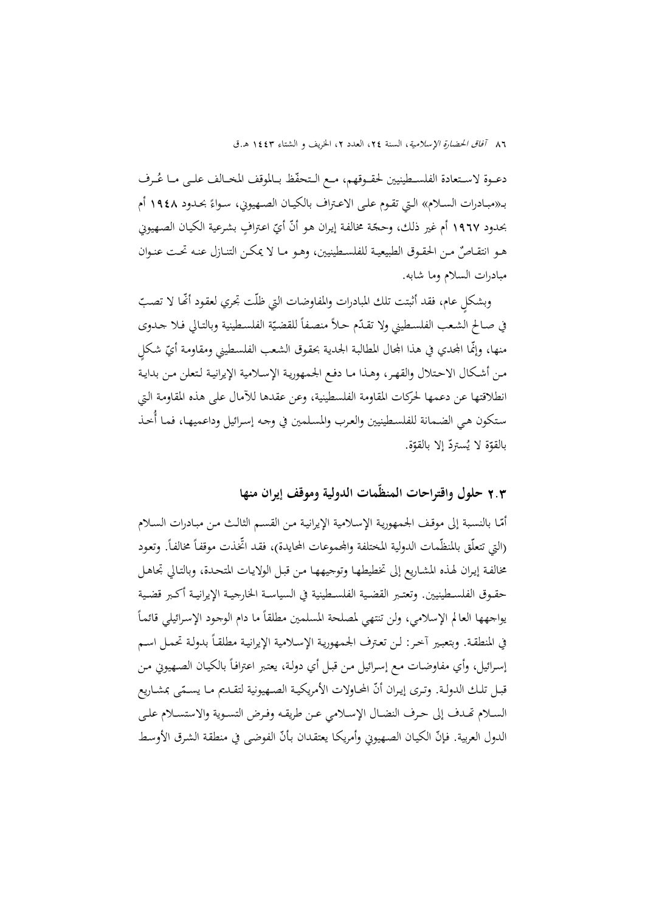دعـوة لاسـتعادة الفلسـطينيين لحقـوقهم، مـع الـتحفّظ بـالموقف المخـالف علـى مـا عُـرف بـ«مبـادرات السـلام» الـتي تقـوم علـى الاعـتراف بالكيـان الصـهيوني، سـواءً بحـدود ١٩٤٨ أم بحدود ١٩٦٧ أم غير ذلك، وحجّة مخالفة إيران هو أنّ أيّ اعترافٍ بشرعية الكيان الصهيوني هـو انتقـاصٌ مـن الحقـوق الطبيعيـة للفلسـطينيين، وهـو مـا لا يمكـن التنـازل عنـه تحـت عنـوان مبادرات السلام وما شابه.

وبشكلٍ عام، فقد أثبتت تلك المبادرات والمفاوضات التي ظلّت تجري لعقود أنّها لا تصبّ في صـالح الشـعب الفلسـطيني ولا تقـدّم حـلاً منصـفاً للقضيّة الفلسـطينية وبالتـالي فـلا جـدوى منها، وإنّما المجدي في هذا المجال المطالبة الجدية بحقوق الشعب الفلسطيني ومقاومة أيّ شكلٍ مـن أشـكال الاحـتلال والقهـر، وهـذا مـا دفـع الجمهوريـة الإسـلامية الإيرانيـة لتعلـن مـن بدايـة انطلاقتها عن دعمها لحركات المقاومة الفلسطينية، وعن عقدها للآمال على هذه المقاومة التي ستكون هـي الضـمانة للفلسـطينيين والعـرب والمسـلمين في وجـه إسـرائيل وداعميهـا، فمـا أُخـذ بالقوّة لا يُستردّ إلا بالقوّة.

### ٢.٣ حلول واقتراحات المنظّمات الدولية وموقف إيران منها

أمّا بالنسبة إلى موقـف الجمهوريـة الإسـلامية الإيرانيـة مـن القسـم الثالـث مـن مبـادرات السـلام (التي تتعلّق بالمنظّمات الدولية المختلفة والمجموعات المحايدة)، فقد اتّخذت موقفاً مخالفاً. وتعـود مخالفـة إيـران لهـذه المشـاريع إلى تخطيطهـا وتوجيههـا مـن قبـل الولايـات المتحـدة، وبالتـالي تجاهـل حقـوق الفلسـطينيين. وتعتـبر القضـية الفلسـطينية في السياسـة الخارجيـة الإيرانيـة أكـبر قضـية يواجهها العالم الإسلامي، ولـن تنتهي لمصلحة المسلمين مطلقاً ما دام الوجود الإسرائيلي قائماً في المنطقـة. وبتعبـير آخـر: لـن تعـترف الجمهوريـة الإسـلامية الإيرانيـة مطلقـاً بدولـة تحمـل اسـم إسـرائيل، وأي مفاوضـات مـع إسـرائيل مـن قبـل أي دولـة، يعتـبر اعترافـاً بالكيـان الصـهيوني مـن قبـل تلـك الدولـة. وتـرى إيـران أنّ المحـاولات الأمريكيـة الصـهيونية لتقـديم مـا يسـمّى بمشـاريع السـلام تهـدف إلى حـرف النضـال الإسـلامي عـن طريقـه وفـرض التسـوية والاستسـلام علـى الدول العربية. فإنّ الكيان الصهيوني وأمريكا يعتقدان بأنّ الفوضى في منطقة الشرق الأوسط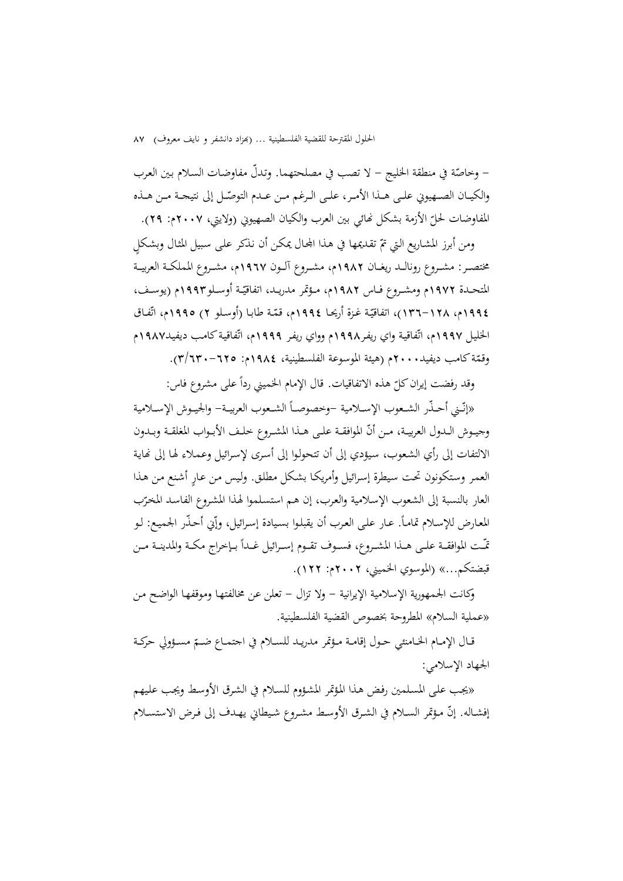– وخاصّة في منطقة الخليج – لا تصب في مصلحتهما. وتدلّ مفاوضات السلام بين العرب والكيان الصهيوني على هذا الأمر، على الرغم من عدم التوصّل إلى نتيجة من هذه المفاوضات لحلّ الأزمة بشكل نهائي بين العرب والكيان الصهيوني (ولايتي، ٢٠٠٧م: ٢٩).

ومن أبرز المشاريع التي تمّ تقديمها في هذا المجال يمكن أن نذكر على سبيل المثال وبشكلٍ مختصر: مشروع رونالد ريغان ١٩٨٢م، مشروع آلون ١٩٦٧م، مشروع المملكة العربية المتحدة ١٩٧٢م ومشروع فاس ١٩٨٢م، مؤتمر مدريد، اتفاقيّة أوسلو١٩٩٣م (يوسف، ١٩٩٤م، ١٢٨–١٣٦)، اتفاقيّة غزة أريحا ١٩٩٤م، قمّة طابا (أوسلو ٢) ١٩٩٥م، اتّفاق الخليل ١٩٩٧م، اتّفاقية واي ريفر١٩٩٨م وواي ريفر ١٩٩٩م، اتّفاقية كامب ديفيد١٩٨٧م وقمّة كامب ديفيد٢٠٠٠م (هيئة الموسوعة الفلسطينية، ١٩٨٤م: ٦٢٥–٣/٦٣٠).

وقد رفضت إيران كلّ هذه الاتفاقيات. قال الإمام الخميني رداً على مشروع فاس:

«إنّني أحذّر الشعوب الإسلامية –وخصوصاً الشعوب العربية– والجيوش الإسلامية وجيوش الدول العربية، من أنّ الموافقة على هذا المشروع خلف الأبواب المغلقة وبدون الالتفات إلى رأي الشعوب، سيؤدي إلى أن تتحولوا إلى أسرى لإسرائيل وعملاء لها إلى نهاية العمر وستكونون تحت سيطرة إسرائيل وأمريكا بشكل مطلق. وليس من عارٍ أشنع من هذا العار بالنسبة إلى الشعوب الإسلامية والعرب، إن هم استسلموا لهذا المشروع الفاسد المخرّب المعارض للإسلام تماماً. عار على العرب أن يقبلوا بسيادة إسرائيل، وإنّي أحذّر الجميع: لو تمّت الموافقة على هذا المشروع، فسوف تقوم إسرائيل غداً بإخراج مكة والمدينة من قبضتكم...» (الموسوي الخميني، ٢٠٠٢م: ١٢٢).

وكانت الجمهورية الإسلامية الإيرانية – ولا تزال – تعلن عن مخالفتها وموقفها الواضح من «عملية السلام» المطروحة بخصوص القضية الفلسطينية.

قال الإمام الخامنئي حول إقامة مؤتمر مدريد للسلام في اجتماع ضمّ مسؤولي حركة الجهاد الإسلامي:

«يجب على المسلمين رفض هذا المؤتمر المشؤوم للسلام في الشرق الأوسط ويجب عليهم إفشاله. إنّ مؤتمر السلام في الشرق الأوسط مشروع شيطاني يهدف إلى فرض الاستسلام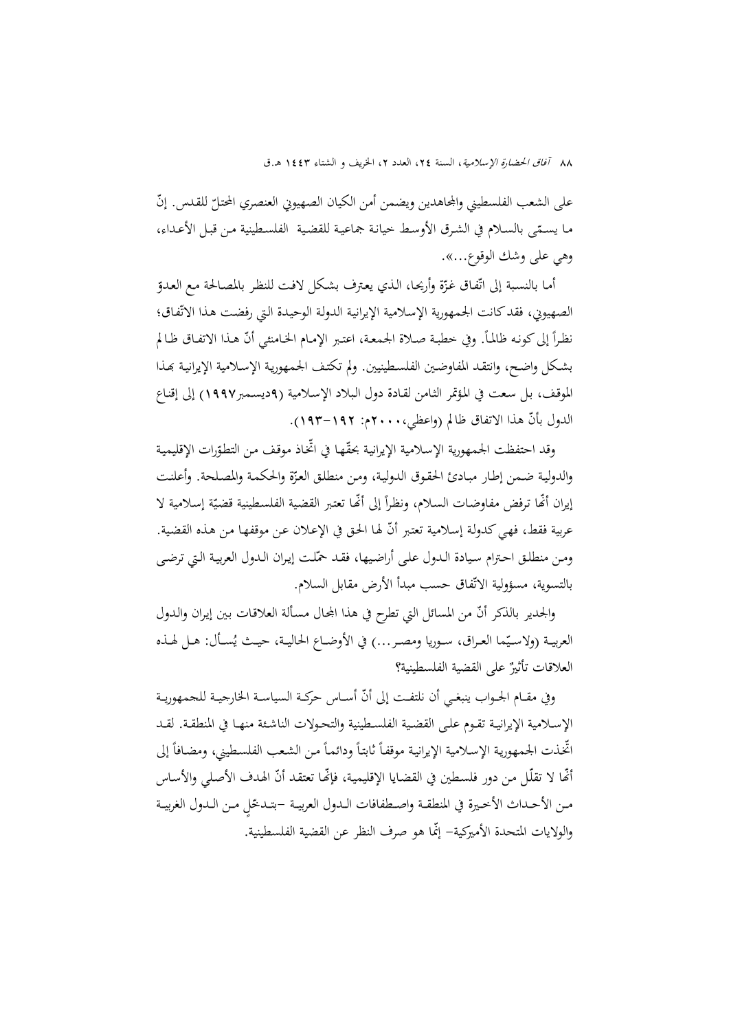على الشعب الفلسطيني والمجاهدين ويضمن أمن الكيان الصهيوني العنصري المحتلّ للقدس. إنّ ما يسمّى بالسلام في الشرق الأوسط خيانة جماعية للقضية الفلسطينية من قبل الأعداء، وهي على وشك الوقوع...».

أما بالنسبة إلى اتّفاق غزّة وأريحا، الذي يعترف بشكل لافت للنظر بالمصالحة مع العدوّ الصهيوني، فقدكانت الجمهورية الإسلامية الإيرانية الدولة الوحيدة التي رفضت هذا الاتّفاق؛ نظراً إلى كونه ظالماً. وفي خطبة صلاة الجمعة، اعتبر الإمام الخامنئي أنّ هذا الاتفاق ظالم بشكل واضح، وانتقد المفاوضين الفلسطينيين. ولم تكتف الجمهورية الإسلامية الإيرانية بهذا الموقف، بل سعت في المؤتمر الثامن لقادة دول البلاد الإسلامية (٩ديسمبر١٩٩٧) إلى إقناع الدول بأنّ هذا الاتفاق ظالم (واعظي،٢٠٠٠م: ١٩٢-١٩٣).

وقد احتفظت الجمهورية الإسلامية الإيرانية بحقّها في اتّخاذ موقف من التطوّرات الإقليمية والدولية ضمن إطار مبادئ الحقوق الدولية، ومن منطلق العزّة والحكمة والمصلحة. وأعلنت إيران أنّها ترفض مفاوضات السلام، ونظراً إلى أنّها تعتبر القضية الفلسطينية قضيّة إسلامية لا عربية فقط، فهي كدولة إسلامية تعتبر أنّ لها الحق في الإعلان عن موقفها من هذه القضية. ومن منطلق احترام سيادة الدول على أراضيها، فقد حمّلت إيران الدول العربية التي ترضى بالتسوية، مسؤولية الاتّفاق حسب مبدأ الأرض مقابل السلام.

والجدير بالذكر أنّ من المسائل التي تطرح في هذا المجال مسألة العلاقات بين إيران والدول العربية (ولاسيّما العراق، سوريا ومصر...) في الأوضاع الحالية، حيث يُسأل: هل لهذه العلاقات تأثيرٌ على القضية الفلسطينية؟

وفي مقام الجواب ينبغي أن نلتفت إلى أنّ أساس حركة السياسة الخارجية للجمهورية الإسلامية الإيرانية تقوم على القضية الفلسطينية والتحولات الناشئة منها في المنطقة. لقد اتّخذت الجمهورية الإسلامية الإيرانية موقفاً ثابتاً ودائماً من الشعب الفلسطيني، ومضافاً إلى أنّها لا تقلّل من دور فلسطين في القضايا الإقليمية، فإنّها تعتقد أنّ الهدف الأصلي والأساس من الأحداث الأخيرة في المنطقة واصطفافات الدول العربية -بتدخّلٍ من الدول الغربية والولايات المتحدة الأميركية- إنّما هو صرف النظر عن القضية الفلسطينية.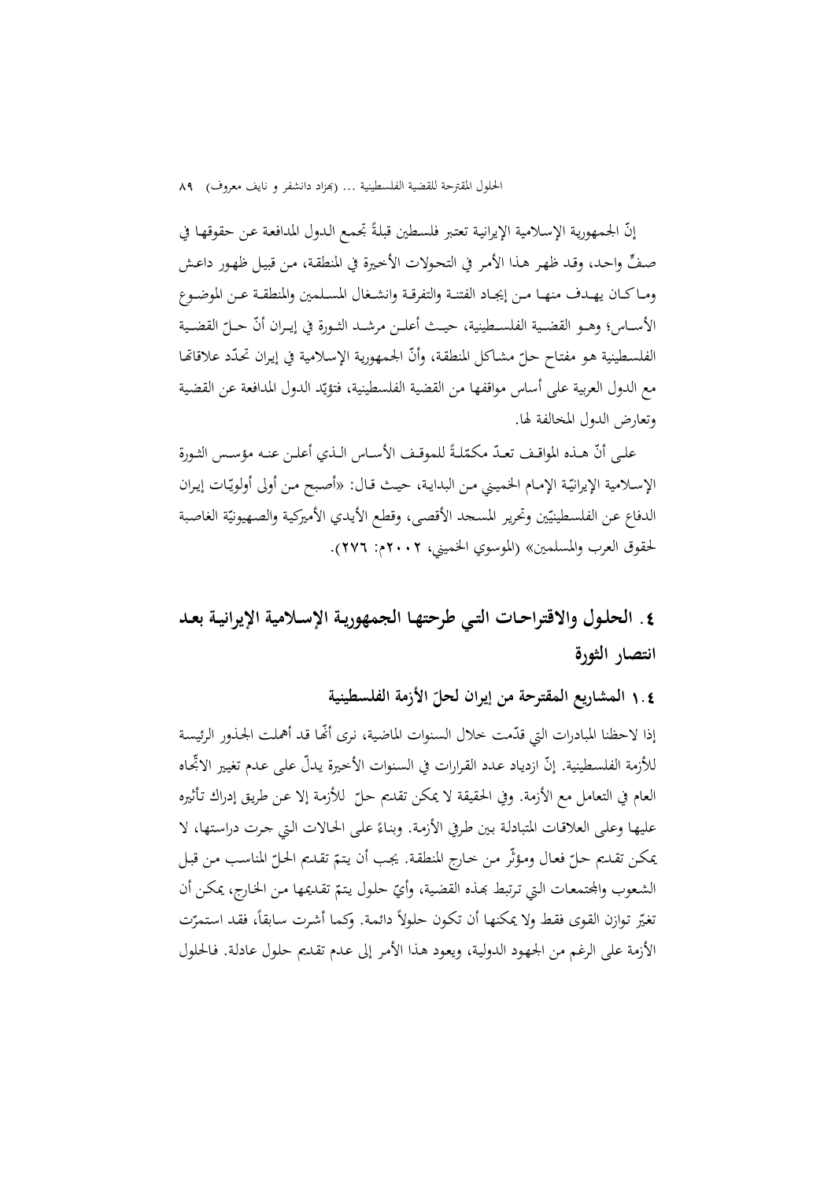إنّ الجمهورية الإسلامية الإيرانية تعتبر فلسطين قبلةً تجمع الدول المدافعة عن حقوقها في صفٍّ واحد، وقد ظهر هذا الأمر في التحولات الأخيرة في المنطقة، من قبيل ظهور داعش وما كان يهدف منها من إيجاد الفتنة والتفرقة وانشغال المسلمين والمنطقة عن الموضوع الأساس؛ وهو القضية الفلسطينية، حيث أعلن مرشد الثورة في إيران أنّ حلّ القضية الفلسطينية هو مفتاح حلّ مشاكل المنطقة، وأنّ الجمهورية الإسلامية في إيران تحدّد علاقاتها مع الدول العربية على أساس مواقفها من القضية الفلسطينية، فتؤيّد الدول المدافعة عن القضية وتعارض الدول المخالفة لها.

على أنّ هذه المواقف تعدّ مكمّلةً للموقف الأساس الذي أعلن عنه مؤسس الثورة الإسلامية الإيرانيّة الإمام الخميني من البداية، حيث قال: «أصبح من أولى أولويّات إيران الدفاع عن الفلسطينيّين وتحرير المسجد الأقصى، وقطع الأيدي الأميركية والصهيونيّة الغاصبة لحقوق العرب والمسلمين» (الموسوي الخميني، ٢٠٠٢م: ٢٧٦).

## ٤. الحلول والاقتراحات التي طرحتها الجمهورية الإسلامية الإيرانية بعد انتصار الثورة

### ٤.١ المشاريع المقترحة من إيران لحلّ الأزمة الفلسطينية

إذا لاحظنا المبادرات التي قدّمت خلال السنوات الماضية، نرى أنّها قد أهملت الجذور الرئيسة للأزمة الفلسطينية. إنّ ازدياد عدد القرارات في السنوات الأخيرة يدلّ على عدم تغيير الاتّجاه العام في التعامل مع الأزمة. وفي الحقيقة لا يمكن تقديم حلّ للأزمة إلا عن طريق إدراك تأثيره عليها وعلى العلاقات المتبادلة بين طرفي الأزمة. وبناءً على الحالات التي جرت دراستها، لا يمكن تقديم حلّ فعال ومؤثّر من خارج المنطقة. يجب أن يتمّ تقديم الحلّ المناسب من قبل الشعوب والمجتمعات التي ترتبط بهذه القضية، وأيّ حلول يتمّ تقديمها من الخارج، يمكن أن تغيّر توازن القوى فقط ولا يمكنها أن تكون حلولاً دائمة. وكما أشرت سابقاً، فقد استمرّت الأزمة على الرغم من الجهود الدولية، ويعود هذا الأمر إلى عدم تقديم حلول عادلة. فالحلول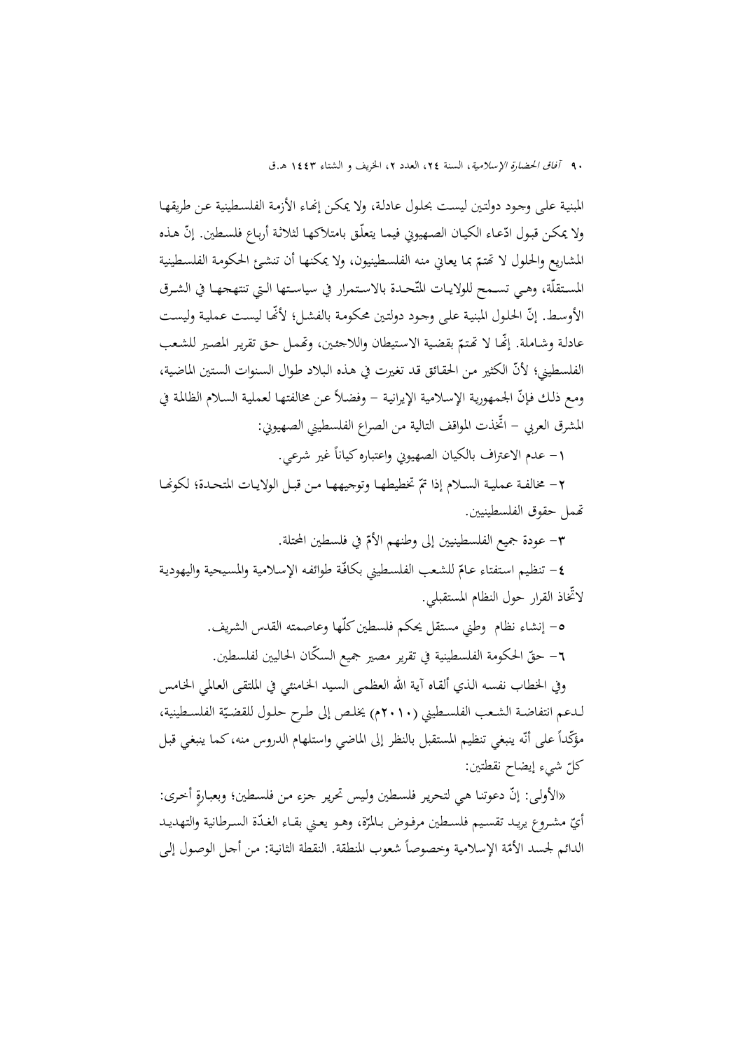المبنية على وجود دولتين ليست بحلول عادلة، ولا يمكن إنهاء الأزمة الفلسطينية عن طريقها ولا يمكن قبول ادّعاء الكيان الصهيوني فيما يتعلّق بامتلاكها لثلاثة أرباع فلسطين. إنّ هذه المشاريع والحلول لا تهتمّ بما يعاني منه الفلسطينيون، ولا يمكنها أن تنشئ الحكومة الفلسطينية المستقلّة، وهي تسمح للولايات المتّحدة بالاستمرار في سياستها التي تنتهجها في الشرق الأوسط. إنّ الحلول المبنية على وجود دولتين محكومة بالفشل؛ لأنّها ليست عملية وليست عادلة وشاملة. إنّها لا تهتمّ بقضية الاستيطان واللاجئين، وتهمل حق تقرير المصير للشعب الفلسطيني؛ لأنّ الكثير من الحقائق قد تغيرت في هذه البلاد طوال السنوات الستين الماضية، ومع ذلك فإنّ الجمهورية الإسلامية الإيرانية - وفضلاً عن مخالفتها لعملية السلام الظالمة في المشرق العربي - اتّخذت المواقف التالية من الصراع الفلسطيني الصهيوني:

١- عدم الاعتراف بالكيان الصهيوني واعتباره كياناً غير شرعي.

٢- مخالفة عملية السلام إذا تمّ تخطيطها وتوجيهها من قبل الولايات المتحدة؛ لكونها تهمل حقوق الفلسطينيين.

٣- عودة جميع الفلسطينيين إلى وطنهم الأمّ في فلسطين المحتلة.

٤- تنظيم استفتاء عامّ للشعب الفلسطيني بكافّة طوائفه الإسلامية والمسيحية واليهودية لاتّخاذ القرار حول النظام المستقبلي.

٥- إنشاء نظام وطني مستقل يحكم فلسطين كلّها وعاصمته القدس الشريف.

٦- حقّ الحكومة الفلسطينية في تقرير مصير جميع السكّان الحاليين لفلسطين.

وفي الخطاب نفسه الذي ألقاه آية الله العظمى السيد الخامنئي في الملتقى العالمي الخامس لدعم انتفاضة الشعب الفلسطيني (٢٠١٠م) يخلص إلى طرح حلول للقضيّة الفلسطينية، مؤكّداً على أنّه ينبغي تنظيم المستقبل بالنظر إلى الماضي واستلهام الدروس منه، كما ينبغي قبل كلّ شيء إيضاح نقطتين:

«الأولى: إنّ دعوتنا هي لتحرير فلسطين وليس تحرير جزء من فلسطين؛ وبعبارةٍ أخرى: أيّ مشروع يريد تقسيم فلسطين مرفوض بالمرّة، وهو يعني بقاء الغدّة السرطانية والتهديد الدائم لجسد الأمّة الإسلامية وخصوصاً شعوب المنطقة. النقطة الثانية: من أجل الوصول إلى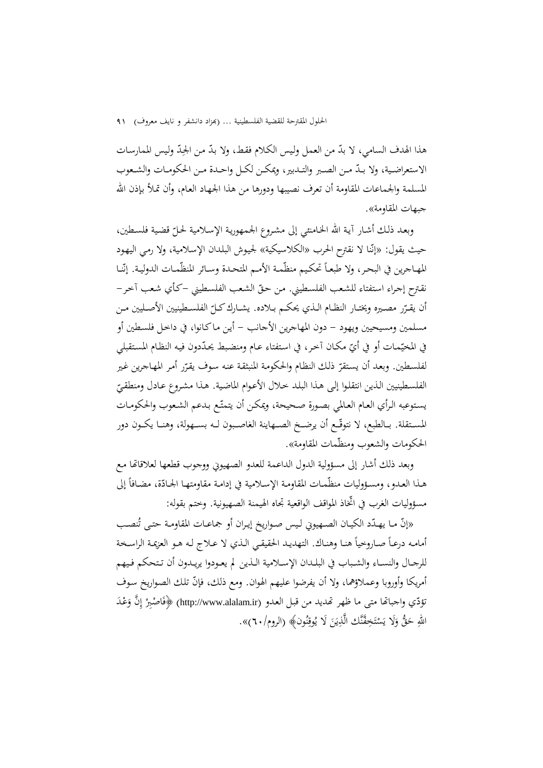هذا الهدف السامي، لا بدّ من العمل وليس الكلام فقط، ولا بدّ من الجِدّ وليس الممارسات الاستعراضية، ولا بدّ من الصبر والتدبير، ويمكن لكل واحدة من الحكومات والشعوب المسلمة والجماعات المقاومة أن تعرف نصيبها ودورها من هذا الجهاد العام، وأن تملأ بإذن الله جبهات المقاومة».

وبعد ذلك أشار آية الله الخامنئي إلى مشروع الجمهورية الإسلامية لحلّ قضية فلسطين، حيث يقول: «إنّنا لا نقترح الحرب «الكلاسيكية» لجيوش البلدان الإسلامية، ولا رمي اليهود المهاجرين في البحر، ولا طبعاً تحكيم منظّمة الأمم المتحدة وسائر المنظّمات الدولية. إنّنا نقترح إجراء استفتاء للشعب الفلسطيني. من حقّ الشعب الفلسطيني –كأي شعب آخر– أن يقرّر مصيره ويختار النظام الذي يحكم بلاده. يشارك كلّ الفلسطينيين الأصليين من مسلمين ومسيحيين ويهود – دون المهاجرين الأجانب – أين ما كانوا، في داخل فلسطين أو في المخيّمات أو في أيّ مكان آخر، في استفتاء عام ومنضبط يحدّدون فيه النظام المستقبلي لفلسطين. وبعد أن يستقرّ ذلك النظام والحكومة المنبثقة عنه سوف يقرّر أمر المهاجرين غير الفلسطينيين الذين انتقلوا إلى هذا البلد خلال الأعوام الماضية. هذا مشروع عادل ومنطقيّ يستوعبه الرأي العام العالمي بصورة صحيحة، ويمكن أن يتمتّع بدعم الشعوب والحكومات المستقلة. بالطبع، لا نتوقّع أن يرضخ الصهاينة الغاصبون له بسهولة، وهنا يكون دور الحكومات والشعوب ومنظّمات المقاومة».

وبعد ذلك أشار إلى مسؤولية الدول الداعمة للعدو الصهيوني ووجوب قطعها لعلاقاتها مع هذا العدو، ومسؤوليات منظّمات المقاومة الإسلامية في إدامة مقاومتها الجادّة، مضافاً إلى مسؤوليات الغرب في اتّخاذ المواقف الواقعية تجاه الهيمنة الصهيونية. وختم بقوله:

«إنّ ما يهدّد الكيان الصهيوني ليس صواريخ إيران أو جماعات المقاومة حتى تُنصب أمامه درعاً صاروخياً هنا وهناك. التهديد الحقيقي الذي لا علاج له هو العزيمة الراسخة للرجال والنساء والشباب في البلدان الإسلامية الذين لم يعودوا يريدون أن تتحكم فيهم أمريكا وأوروبا وعملاؤهما، ولا أن يفرضوا عليهم الهوان. ومع ذلك، فإنّ تلك الصواريخ سوف تؤدّي واجباتها متى ما ظهر تهديد من قبل العدو (http://www.alalam.ir) ﴿فَاصْبِرْ إِنَّ وَعْدَ اللهِ حَقٌّ وَلَا يَسْتَخِفَّنَّكَ الَّذِيْنَ لَا يُوقِنُونَ﴾ (الروم/٦٠)».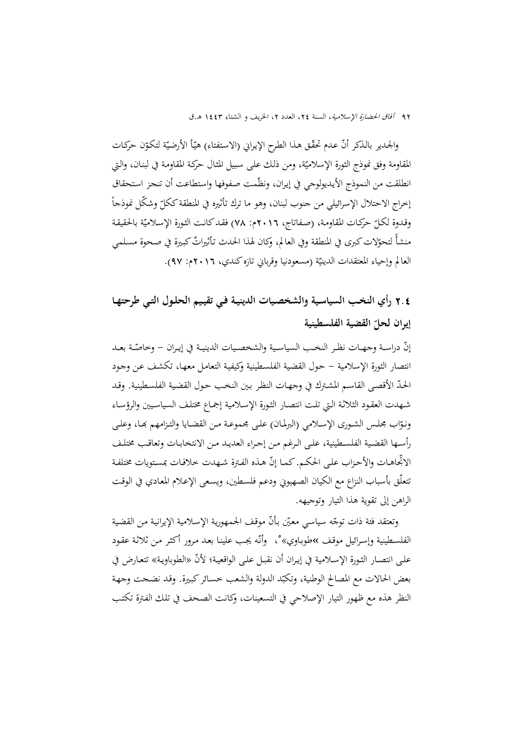والجدير بالذكر أنّ عدم تحقّق هذا الطرح الإيراني (الاستفتاء) هيّأ الأرضيّة لتكوّن حركات المقاومة وفق نموذج الثورة الإسلاميّة، ومن ذلك على سبيل المثال حركة المقاومة في لبنان، والتي انطلقت من النموذج الأيديولوجي في إيران، ونظّمت صفوفها واستطاعت أن تنجز استحقاق إخراج الاحتلال الإسرائيلي من جنوب لبنان، وهو ما ترك تأثيره في المنطقة ككلّ وشكّل نموذجاً وقدوة لكلّ حركات المقاومة، (صفاتاج، ٢٠١٦م: ٧٨) فقد كانت الثورة الإسلاميّة بالحقيقة منشأً لتحوّلات كبرى في المنطقة وفي العالم، وكان لهذا الحدث تأثيراتٌ كبيرة في صحوة مسلمي العالم وإحياء المعتقدات الدينيّة (مسعودنيا وقرباني تازه كندي، ٢٠١٦م: ٩٧).

## ٢.٤ رأي النخب السياسية والشخصيات الدينية في تقييم الحلول التي طرحتها إيران لحلّ القضية الفلسطينية

إنّ دراسة وجهات نظر النخب السياسية والشخصيات الدينية في إيران – وخاصّة بعد انتصار الثورة الإسلامية – حول القضية الفلسطينية وكيفية التعامل معها، تكشف عن وجود الحدّ الأقصى القاسم المشترك في وجهات النظر بين النخب حول القضية الفلسطينية. وقد شهدت العقود الثلاثة التي تلت انتصار الثورة الإسلامية إجماع مختلف السياسيين والرؤساء ونوّاب مجلس الشورى الإسلامي (البرلمان) على مجموعة من القضايا والتزامهم بها، وعلى رأسها القضية الفلسطينية، على الرغم من إجراء العديد من الانتخابات وتعاقب مختلف الاتّجاهات والأحزاب على الحكم. كما إنّ هذه الفترة شهدت خلافات بمستويات مختلفة تتعلّق بأسباب النزاع مع الكيان الصهيوني ودعم فلسطين، ويسعى الإعلام المعادي في الوقت الراهن إلى تقوية هذا التيار وتوجيهه.

وتعتقد فئة ذات توجّه سياسي معيّن بأنّ موقف الجمهورية الإسلامية الإيرانية من القضية الفلسطينية وإسرائيل موقف »طوباوي«[٥]، وأنّه يجب علينا بعد مرور أكثر من ثلاثة عقود على انتصار الثورة الإسلامية في إيران أن نقبل على الواقعية؛ لأنّ «الطوباوية» تتعارض في بعض الحالات مع المصالح الوطنية، وتكبّد الدولة والشعب خسائر كبيرة. وقد نضجت وجهة النظر هذه مع ظهور التيار الإصلاحي في التسعينات، وكانت الصحف في تلك الفترة تكتب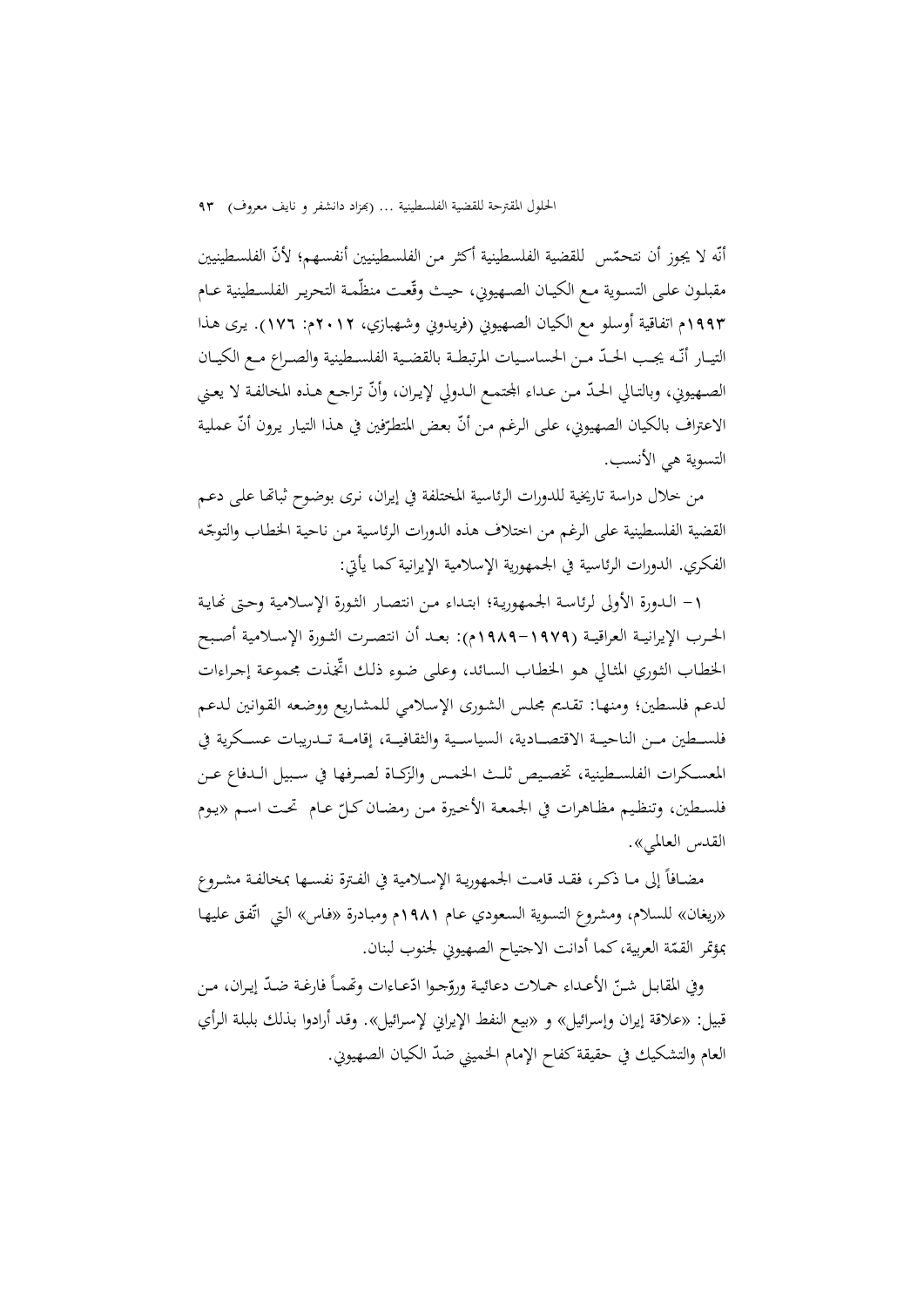أنّه لا يجوز أن نتحمّس للقضية الفلسطينية أكثر من الفلسطينيين أنفسهم؛ لأنّ الفلسطينيين مقبلون على التسوية مع الكيان الصهيوني، حيث وقّعت منظّمة التحرير الفلسطينية عام ١٩٩٣م اتفاقية أوسلو مع الكيان الصهيوني (فريدوني وشهبازي، ٢٠١٢م: ١٧٦). يرى هذا التيار أنّه يجب الحدّ من الحساسيات المرتبطة بالقضية الفلسطينية والصراع مع الكيان الصهيوني، وبالتالي الحدّ من عداء المجتمع الدولي لإيران، وأنّ تراجع هذه المخالفة لا يعني الاعتراف بالكيان الصهيوني، على الرغم من أنّ بعض المتطرّفين في هذا التيار يرون أنّ عملية التسوية هي الأنسب.

من خلال دراسة تاريخية للدورات الرئاسية المختلفة في إيران، نرى بوضوح ثباتها على دعم القضية الفلسطينية على الرغم من اختلاف هذه الدورات الرئاسية من ناحية الخطاب والتوجّه الفكري. الدورات الرئاسية في الجمهورية الإسلامية الإيرانية كما يأتي:

١- الدورة الأولى لرئاسة الجمهورية؛ ابتداء من انتصار الثورة الإسلامية وحتى نهاية الحرب الإيرانية العراقية (١٩٧٩-١٩٨٩م): بعد أن انتصرت الثورة الإسلامية أصبح الخطاب الثوري المثالي هو الخطاب السائد، وعلى ضوء ذلك اتّخذت مجموعة إجراءات لدعم فلسطين؛ ومنها: تقديم مجلس الشورى الإسلامي للمشاريع ووضعه القوانين لدعم فلسطين من الناحية الاقتصادية، السياسية والثقافية، إقامة تدريبات عسكرية في المعسكرات الفلسطينية، تخصيص ثلث الخمس والزكاة لصرفها في سبيل الدفاع عن فلسطين، وتنظيم مظاهرات في الجمعة الأخيرة من رمضان كلّ عام تحت اسم «يوم القدس العالمي».

مضافاً إلى ما ذكر، فقد قامت الجمهورية الإسلامية في الفترة نفسها بمخالفة مشروع «ريغان» للسلام، ومشروع التسوية السعودي عام ١٩٨١م ومبادرة «فاس» التي اتّفق عليها بمؤتمر القمّة العربية، كما أدانت الاجتياح الصهيوني لجنوب لبنان.

وفي المقابل شنّ الأعداء حملات دعائية وروّجوا ادّعاءات وتهماً فارغة ضدّ إيران، من قبيل: «علاقة إيران وإسرائيل» و «بيع النفط الإيراني لإسرائيل». وقد أرادوا بذلك بلبلة الرأي العام والتشكيك في حقيقة كفاح الإمام الخميني ضدّ الكيان الصهيوني.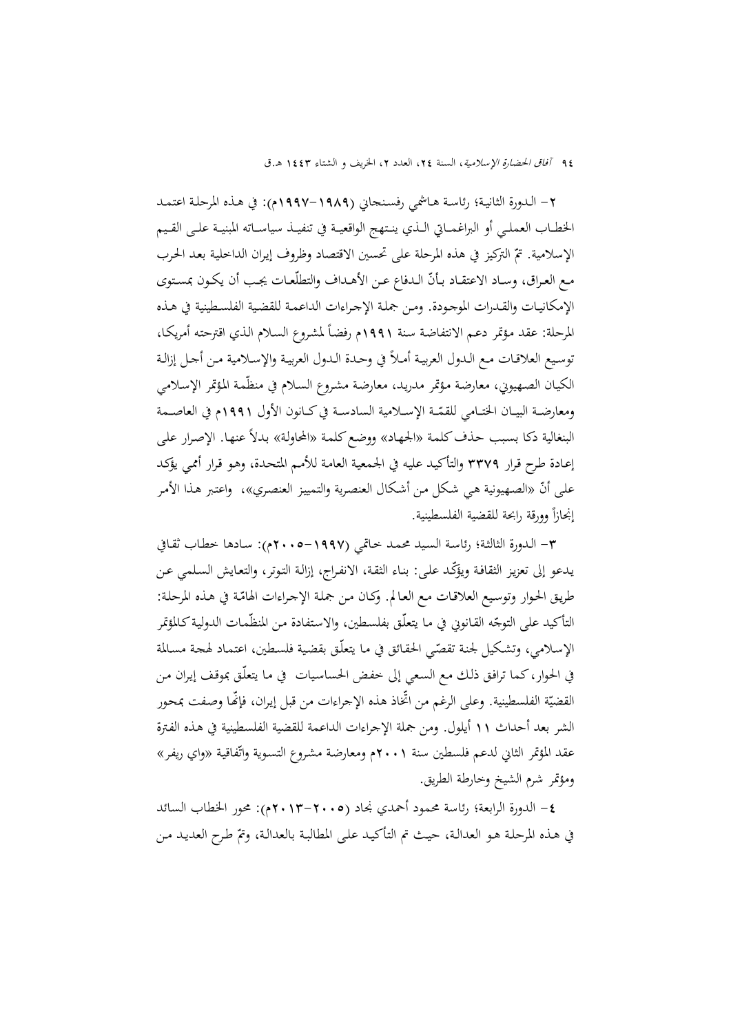٢- الدورة الثانية؛ رئاسة هاشمي رفسنجاني (١٩٨٩-١٩٩٧م): في هذه المرحلة اعتمد الخطاب العملي أو البراغماتي الذي ينتهج الواقعية في تنفيذ سياساته المبنية على القيم الإسلامية. تمّ التركيز في هذه المرحلة على تحسين الاقتصاد وظروف إيران الداخلية بعد الحرب مع العراق، وساد الاعتقاد بأنّ الدفاع عن الأهداف والتطلّعات يجب أن يكون بمستوى الإمكانيات والقدرات الموجودة. ومن جملة الإجراءات الداعمة للقضية الفلسطينية في هذه المرحلة: عقد مؤتمر دعم الانتفاضة سنة ١٩٩١م رفضاً لمشروع السلام الذي اقترحته أمريكا، توسيع العلاقات مع الدول العربية أملاً في وحدة الدول العربية والإسلامية من أجل إزالة الكيان الصهيوني، معارضة مؤتمر مدريد، معارضة مشروع السلام في منظّمة المؤتمر الإسلامي ومعارضة البيان الختامي للقمّة الإسلامية السادسة في كانون الأول ١٩٩١م في العاصمة البنغالية دكا بسبب حذف كلمة «الجهاد» ووضع كلمة «المحاولة» بدلاً عنها. الإصرار على إعادة طرح قرار ٣٣٧٩ والتأكيد عليه في الجمعية العامة للأمم المتحدة، وهو قرار أممي يؤكد على أنّ «الصهيونية هي شكل من أشكال العنصرية والتمييز العنصري»، واعتبر هذا الأمر إنجازاً وورقة رابحة للقضية الفلسطينية.

٣- الدورة الثالثة؛ رئاسة السيد محمد خاتمي (١٩٩٧-٢٠٠٥م): سادها خطاب ثقافي يدعو إلى تعزيز الثقافة ويؤكّد على: بناء الثقة، الانفراج، إزالة التوتر، والتعايش السلمي عن طريق الحوار وتوسيع العلاقات مع العالم. وكان من جملة الإجراءات الهامّة في هذه المرحلة: التأكيد على التوجّه القانوني في ما يتعلّق بفلسطين، والاستفادة من المنظّمات الدولية كالمؤتمر الإسلامي، وتشكيل لجنة تقصّي الحقائق في ما يتعلّق بقضية فلسطين، اعتماد لهجة مسالمة في الحوار، كما ترافق ذلك مع السعي إلى خفض الحساسيات في ما يتعلّق بموقف إيران من القضيّة الفلسطينية. وعلى الرغم من اتّخاذ هذه الإجراءات من قبل إيران، فإنّها وصفت بمحور الشر بعد أحداث ١١ أيلول. ومن جملة الإجراءات الداعمة للقضية الفلسطينية في هذه الفترة عقد المؤتمر الثاني لدعم فلسطين سنة ٢٠٠١م ومعارضة مشروع التسوية واتّفاقية «واي ريفر» ومؤتمر شرم الشيخ وخارطة الطريق.

٤- الدورة الرابعة؛ رئاسة محمود أحمدي نجاد (٢٠٠٥-٢٠١٣م): محور الخطاب السائد في هذه المرحلة هو العدالة، حيث تم التأكيد على المطالبة بالعدالة، وتمّ طرح العديد من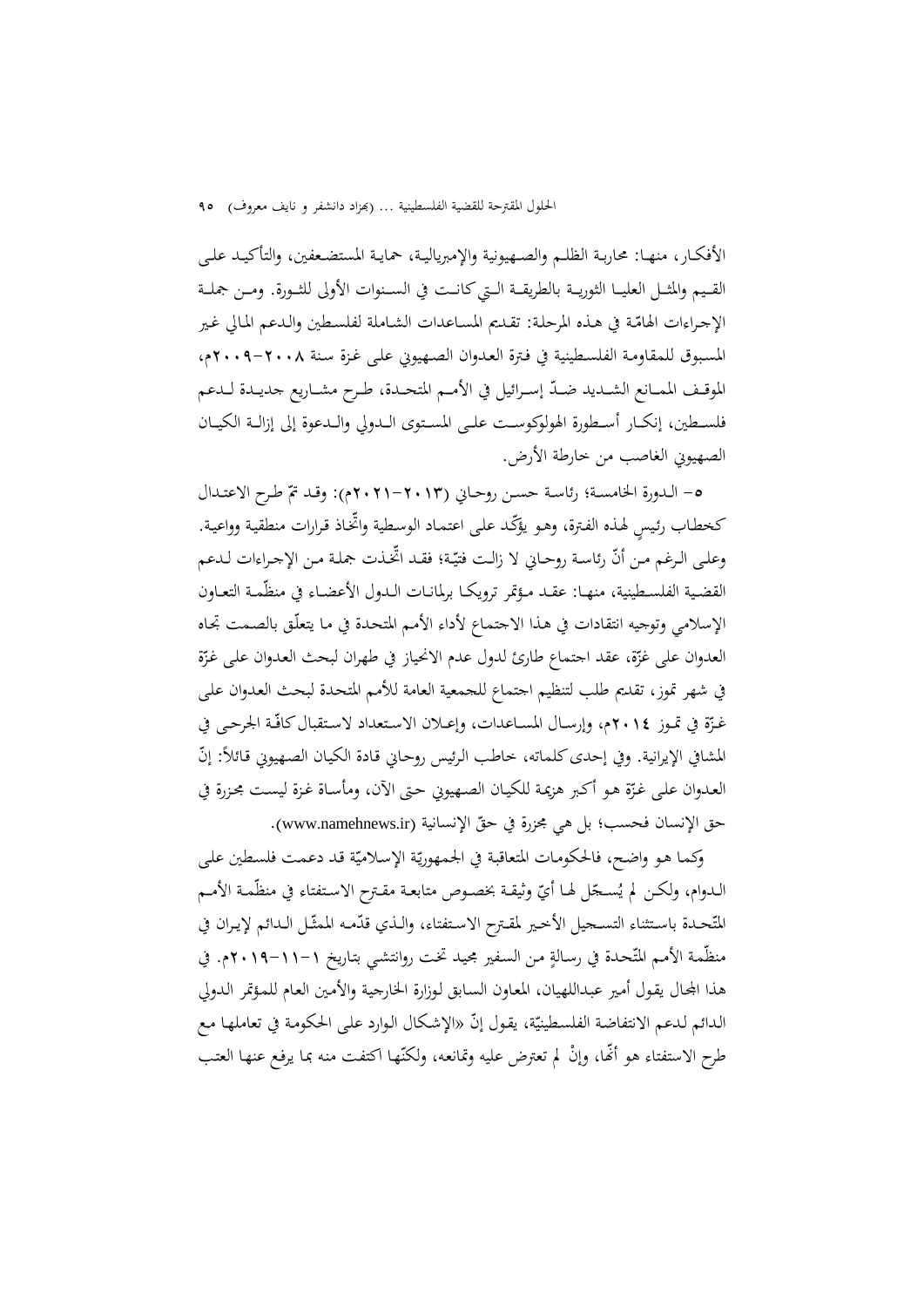الأفكار، منها: محاربة الظلم والصهيونية والإمبريالية، حماية المستضعفين، والتأكيد على القيم والمثل العليا الثورية بالطريقة التي كانت في السنوات الأولى للثورة. ومن جملة الإجراءات الهامّة في هذه المرحلة: تقديم المساعدات الشاملة لفلسطين والدعم المالي غير المسبوق للمقاومة الفلسطينية في فترة العدوان الصهيوني على غزة سنة ٢٠٠٨-٢٠٠٩م، الموقف الممانع الشديد ضدّ إسرائيل في الأمم المتحدة، طرح مشاريع جديدة لدعم فلسطين، إنكار أسطورة الهولوكوست على المستوى الدولي والدعوة إلى إزالة الكيان الصهيوني الغاصب من خارطة الأرض.

٥- الدورة الخامسة؛ رئاسة حسن روحاني (٢٠١٣-٢٠٢١م): وقد تمّ طرح الاعتدال كخطاب رئيسٍ لهذه الفترة، وهو يؤكّد على اعتماد الوسطية واتّخاذ قرارات منطقية وواعية. وعلى الرغم من أنّ رئاسة روحاني لا زالت فتيّة؛ فقد اتّخذت جملة من الإجراءات لدعم القضية الفلسطينية، منها: عقد مؤتمر ترويكا برلمانات الدول الأعضاء في منظّمة التعاون الإسلامي وتوجيه انتقادات في هذا الاجتماع لأداء الأمم المتحدة في ما يتعلّق بالصمت تجاه العدوان على غزّة، عقد اجتماع طارئ لدول عدم الانحياز في طهران لبحث العدوان على غزّة في شهر تموز، تقديم طلب لتنظيم اجتماع للجمعية العامة للأمم المتحدة لبحث العدوان على غزّة في تموز ٢٠١٤م، وإرسال المساعدات، وإعلان الاستعداد لاستقبال كافّة الجرحى في المشافي الإيرانية. وفي إحدى كلماته، خاطب الرئيس روحاني قادة الكيان الصهيوني قائلاً: إنّ العدوان على غزّة هو أكبر هزيمة للكيان الصهيوني حتى الآن، ومأساة غزة ليست مجزرة في حق الإنسان فحسب؛ بل هي مجزرة في حقّ الإنسانية (www.namehnews.ir).

وكما هو واضح، فالحكومات المتعاقبة في الجمهوريّة الإسلاميّة قد دعمت فلسطين على الدوام، ولكن لم يُسجّل لها أيّ وثيقة بخصوص متابعة مقترح الاستفتاء في منظّمة الأمم المتّحدة باستثناء التسجيل الأخير لمقترح الاستفتاء، والذي قدّمه الممثّل الدائم لإيران في منظّمة الأمم المتّحدة في رسالةٍ من السفير مجيد تخت روانتشي بتاريخ ١-١١-٢٠١٩م. في هذا المجال يقول أمير عبداللهيان، المعاون السابق لوزارة الخارجية والأمين العام للمؤتمر الدولي الدائم لدعم الانتفاضة الفلسطينيّة، يقول إنّ «الإشكال الوارد على الحكومة في تعاملها مع طرح الاستفتاء هو أنّها، وإنْ لم تعترض عليه وتمانعه، ولكنّها اكتفت منه بما يرفع عنها العتب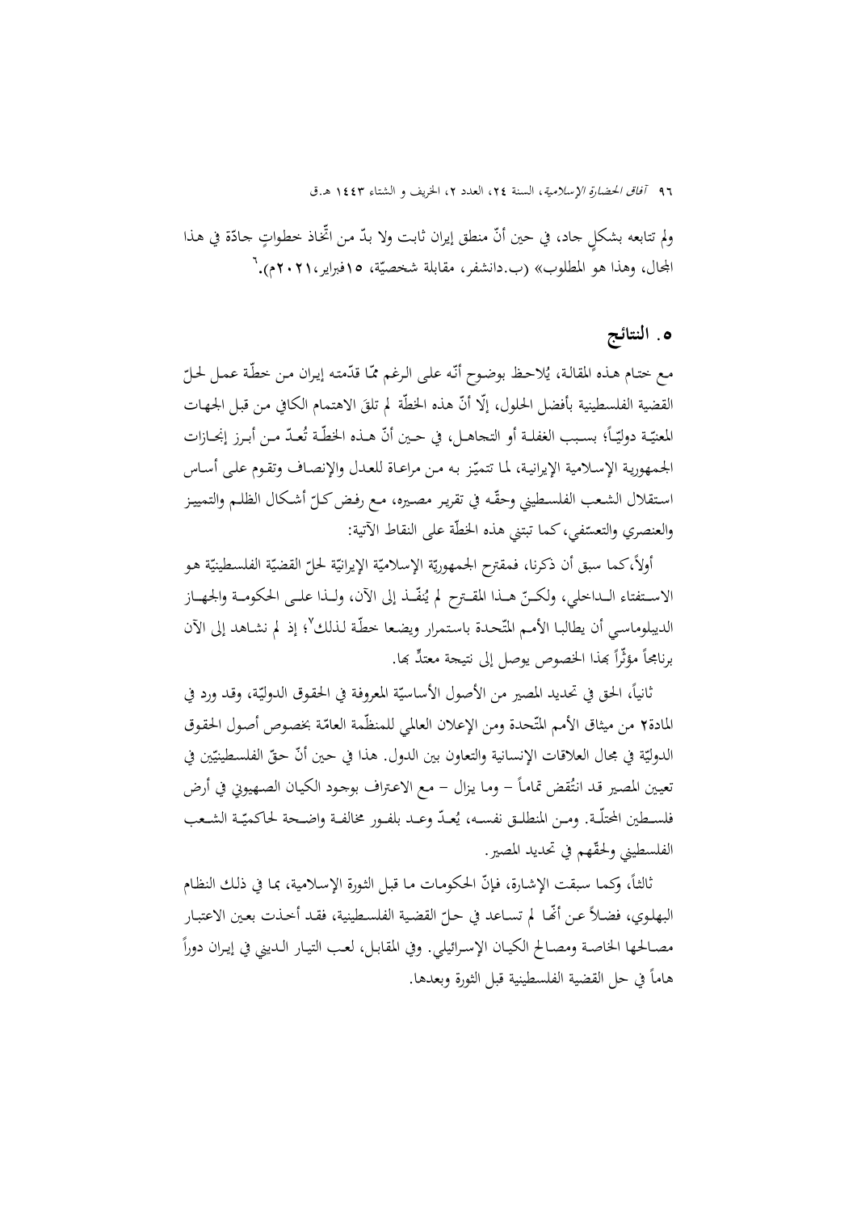ولم تتابعه بشكلٍ جاد، في حين أنّ منطق إيران ثابت ولا بدّ من اتّخاذ خطواتٍ جادّة في هذا المجال، وهذا هو المطلوب» (ب.دانشفر، مقابلة شخصيّة، ١٥فبراير،٢٠٢١م).[٦]

## ٥. النتائج

مع ختام هذه المقالة، يُلاحظ بوضوح أنّه على الرغم ممّا قدّمته إيران من خطّة عمل لحلّ القضية الفلسطينية بأفضل الحلول، إلّا أنّ هذه الخطّة لم تلقَ الاهتمام الكافي من قبل الجهات المعنيّة دوليّاً؛ بسبب الغفلة أو التجاهل، في حين أنّ هذه الخطّة تُعدّ من أبرز إنجازات الجمهورية الإسلامية الإيرانية، لما تتميّز به من مراعاة للعدل والإنصاف وتقوم على أساس استقلال الشعب الفلسطيني وحقّه في تقرير مصيره، مع رفض كلّ أشكال الظلم والتمييز والعنصري والتعسّفي، كما تبتني هذه الخطّة على النقاط الآتية:

أولاً، كما سبق أن ذكرنا، فمقترح الجمهوريّة الإسلاميّة الإيرانيّة لحلّ القضيّة الفلسطينيّة هو الاستفتاء الداخلي، ولكنّ هذا المقترح لم يُنفّذ إلى الآن، ولذا على الحكومة والجهاز الدبلوماسي أن يطالبا الأمم المتّحدة باستمرار ويضعا خطّة لذلك[٧]؛ إذ لم نشاهد إلى الآن برنامجاً مؤثّراً بهذا الخصوص يوصل إلى نتيجة معتدٍّ بها.

ثانياً، الحق في تحديد المصير من الأصول الأساسيّة المعروفة في الحقوق الدوليّة، وقد ورد في المادة٢ من ميثاق الأمم المتّحدة ومن الإعلان العالمي للمنظّمة العامّة بخصوص أصول الحقوق الدوليّة في مجال العلاقات الإنسانية والتعاون بين الدول. هذا في حين أنّ حقّ الفلسطينيّين في تعيين المصير قد انتُقض تماماً – وما يزال – مع الاعتراف بوجود الكيان الصهيوني في أرض فلسطين المحتلّة. ومن المنطلق نفسه، يُعدّ وعد بلفور مخالفة واضحة لحاكميّة الشعب الفلسطيني ولحقّهم في تحديد المصير.

ثالثاً، وكما سبقت الإشارة، فإنّ الحكومات ما قبل الثورة الإسلامية، بما في ذلك النظام البهلوي، فضلاً عن أنّها لم تساعد في حلّ القضية الفلسطينية، فقد أخذت بعين الاعتبار مصالحها الخاصة ومصالح الكيان الإسرائيلي. وفي المقابل، لعب التيار الديني في إيران دوراً هاماً في حل القضية الفلسطينية قبل الثورة وبعدها.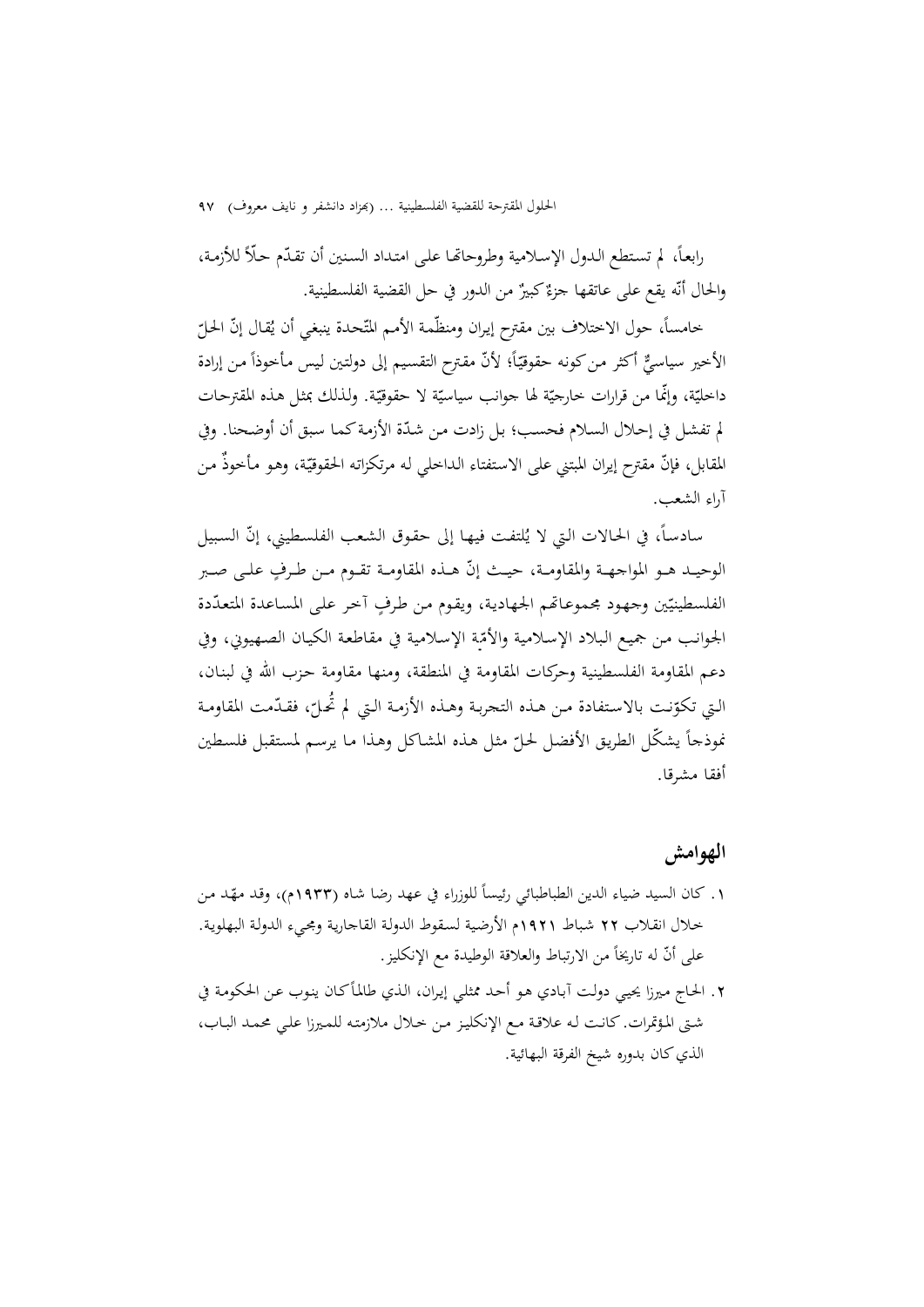رابعاً، لم تستطع الدول الإسلامية وطروحاتها على امتداد السنين أن تقدّم حلّاً للأزمة، والحال أنّه يقع على عاتقها جزءٌ كبيرٌ من الدور في حل القضية الفلسطينية.

خامساً، حول الاختلاف بين مقترح إيران ومنظّمة الأمم المتّحدة ينبغي أن يُقال إنّ الحلّ الأخير سياسيٌّ أكثر من كونه حقوقيّاً؛ لأنّ مقترح التقسيم إلى دولتين ليس مأخوذاً من إرادة داخليّة، وإنّما من قرارات خارجيّة لها جوانب سياسيّة لا حقوقيّة. ولذلك بمثل هذه المقترحات لم تفشل في إحلال السلام فحسب؛ بل زادت من شدّة الأزمة كما سبق أن أوضحنا. وفي المقابل، فإنّ مقترح إيران المبتني على الاستفتاء الداخلي له مرتكزاته الحقوقيّة، وهو مأخوذٌ من آراء الشعب.

سادساً، في الحالات التي لا يُلتفت فيها إلى حقوق الشعب الفلسطيني، إنّ السبيل الوحيد هو المواجهة والمقاومة، حيث إنّ هذه المقاومة تقوم من طرفٍ على صبر الفلسطينيّين وجهود مجموعاتهم الجهادية، ويقوم من طرفٍ آخر على المساعدة المتعدّدة الجوانب من جميع البلاد الإسلامية والأمّة الإسلامية في مقاطعة الكيان الصهيوني، وفي دعم المقاومة الفلسطينية وحركات المقاومة في المنطقة، ومنها مقاومة حزب الله في لبنان، التي تكوّنت بالاستفادة من هذه التجربة وهذه الأزمة التي لم تُحلّ، فقدّمت المقاومة نموذجاً يشكّل الطريق الأفضل لحلّ مثل هذه المشاكل وهذا ما يرسم لمستقبل فلسطين أفقا مشرقا.

## الهوامش

١. كان السيد ضياء الدين الطباطبائي رئيساً للوزراء في عهد رضا شاه (١٩٣٣م)، وقد مهّد من خلال انقلاب ٢٢ شباط ١٩٢١م الأرضية لسقوط الدولة القاجارية ومجيء الدولة البهلوية. على أنّ له تاريخاً من الارتباط والعلاقة الوطيدة مع الإنكليز.

٢. الحاج ميرزا يحيى دولت آبادي هو أحد ممثلي إيران، الذي طالما كان ينوب عن الحكومة في شتى المؤتمرات. كانت له علاقة مع الإنكليز من خلال ملازمته للميرزا علي محمد الباب، الذي كان بدوره شيخ الفرقة البهائية.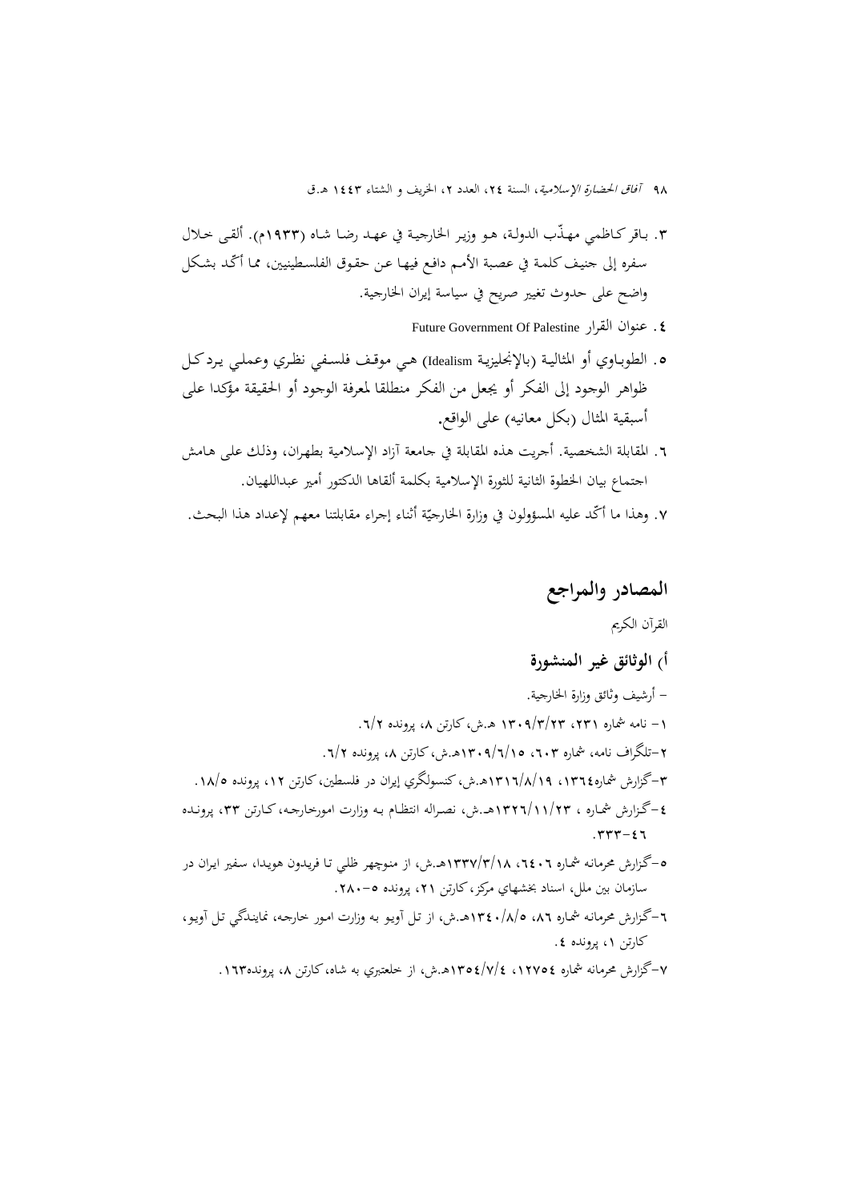٣. باقر كاظمي مهذّب الدولة، هو وزير الخارجية في عهد رضا شاه (١٩٣٣م). ألقى خلال سفره إلى جنيف كلمة في عصبة الأمم دافع فيها عن حقوق الفلسطينيين، مما أكّد بشكل واضح على حدوث تغيير صريح في سياسة إيران الخارجية.

٤. عنوان القرار Future Government Of Palestine

٥. الطوباوي أو المثالية (بالإنجليزية Idealism) هي موقف فلسفي نظري وعملي يرد كل ظواهر الوجود إلى الفكر أو يجعل من الفكر منطلقا لمعرفة الوجود أو الحقيقة مؤكدا على أسبقية المثال (بكل معانيه) على الواقع.

٦. المقابلة الشخصية. أجريت هذه المقابلة في جامعة آزاد الإسلامية بطهران، وذلك على هامش اجتماع بيان الخطوة الثانية للثورة الإسلامية بكلمة ألقاها الدكتور أمير عبداللهيان.

٧. وهذا ما أكّد عليه المسؤولون في وزارة الخارجيّة أثناء إجراء مقابلتنا معهم لإعداد هذا البحث.

# المصادر والمراجع

القرآن الكريم

## أ) الوثائق غير المنشورة

- أرشيف وثائق وزارة الخارجية.

١- نامه شماره ٢٣١، ١٣٠٩/٣/٢٣ هـ.ش، كارتن ٨، پرونده ٦/٢.

٢-تلگراف نامه، شماره ٦٠٣، ١٣٠٩/٦/١٥هـ.ش، كارتن ٨، پرونده ٦/٢.

٣-گزارش شماره١٣٦٤، ١٣١٦/٨/١٩هـ.ش، كنسولگري إيران در فلسطين، كارتن ١٢، پرونده ١٨/٥.

٤-گزارش شماره ، ١٣٢٦/١١/٢٣هـ.ش، نصراله انتظام به وزارت امورخارجه، كارتن ٣٣، پرونده ٤٦-٣٣٣.

٥-گزارش محرمانه شماره ٦٤٠٦، ١٣٣٧/٣/١٨هـ.ش، از منوچهر ظلي تا فريدون هويدا، سفير ايران در سازمان بين ملل، اسناد بخشهاي مركز، كارتن ٢١، پرونده ٥-٢٨٠.

٦-گزارش محرمانه شماره ٨٦، ١٣٤٠/٨/٥هـ.ش، از تل آويو به وزارت امور خارجه، نمايندگي تل آويو، كارتن ١، پرونده ٤.

٧-گزارش محرمانه شماره ١٢٧٥٤، ١٣٥٤/٧/٤هـ.ش، از خلعتبري به شاه، كارتن ٨، پرونده١٦٣.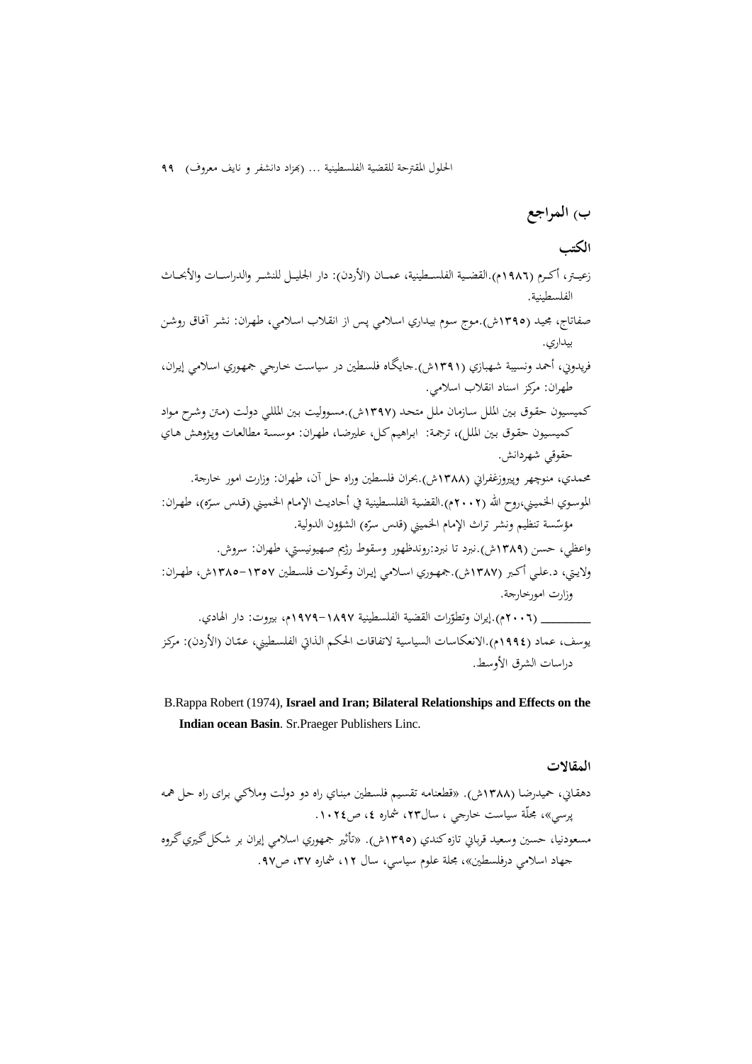## ب) المراجع

### الكتب

زعيتر، أكرم (١٩٨٦م).القضية الفلسطينية، عمان (الأردن): دار الجليل للنشر والدراسات والأبحاث الفلسطينية.

صفاتاج، مجيد (١٣٩٥ش).موج سوم بيداري اسلامي پس از انقلاب اسلامي، طهران: نشر آفاق روشن بيداري.

فريدوني، أحمد ونسيبة شهبازي (١٣٩١ش).جايگاه فلسطين در سياست خارجي جمهوري اسلامي إيران، طهران: مركز اسناد انقلاب اسلامي.

كميسيون حقوق بين الملل سازمان ملل متحد (١٣٩٧ش).مسووليت بين المللي دولت (متن وشرح مواد كميسيون حقوق بين الملل)، ترجمة: ابراهيم كل، عليرضا، طهران: موسسة مطالعات وپژوهش هاي حقوقي شهردانش.

محمدي، منوچهر وپيروزغفراني (١٣٨٨ش).بحران فلسطين وراه حل آن، طهران: وزارت امور خارجة.

الموسوي الخميني،روح الله (٢٠٠٢م).القضية الفلسطينية في أحاديث الإمام الخميني (قدس سرّه)، طهران: مؤسّسة تنظيم ونشر تراث الإمام الخميني (قدس سرّه) الشؤون الدولية.

واعظي، حسن (١٣٨٩ش).نبرد تا نبرد:روندظهور وسقوط رژيم صهيونيستي، طهران: سروش.

ولايتي، د.علي أكبر (١٣٨٧ش).جمهوري اسلامي إيران وتحولات فلسطين ١٣٥٧-١٣٨٥ش، طهران: وزارت امورخارجة.

________ (٢٠٠٦م).إيران وتطوّرات القضية الفلسطينية ١٨٩٧-١٩٧٩م، بيروت: دار الهادي.

يوسف، عماد (١٩٩٤م).الانعكاسات السياسية لاتفاقات الحكم الذاتي الفلسطيني، عمّان (الأردن): مركز دراسات الشرق الأوسط.

B.Rappa Robert (1974), **Israel and Iran; Bilateral Relationships and Effects on the Indian ocean Basin**. Sr.Praeger Publishers Linc.

### المقالات

دهقاني، حميدرضا (١٣٨٨ش). «قطعنامه تقسيم فلسطين مبناي راه دو دولت وملاكي براى راه حل همه پرسي»، مجلّة سياست خارجي ، سال٢٣، شماره ٤، ص١٠٢٤.

مسعودنيا، حسين وسعيد قرباني تازه كندي (١٣٩٥ش). «تأثير جمهوري اسلامي إيران بر شكل گيري گروه جهاد اسلامي درفلسطين»، مجلة علوم سياسي، سال ١٢، شماره ٣٧، ص٩٧.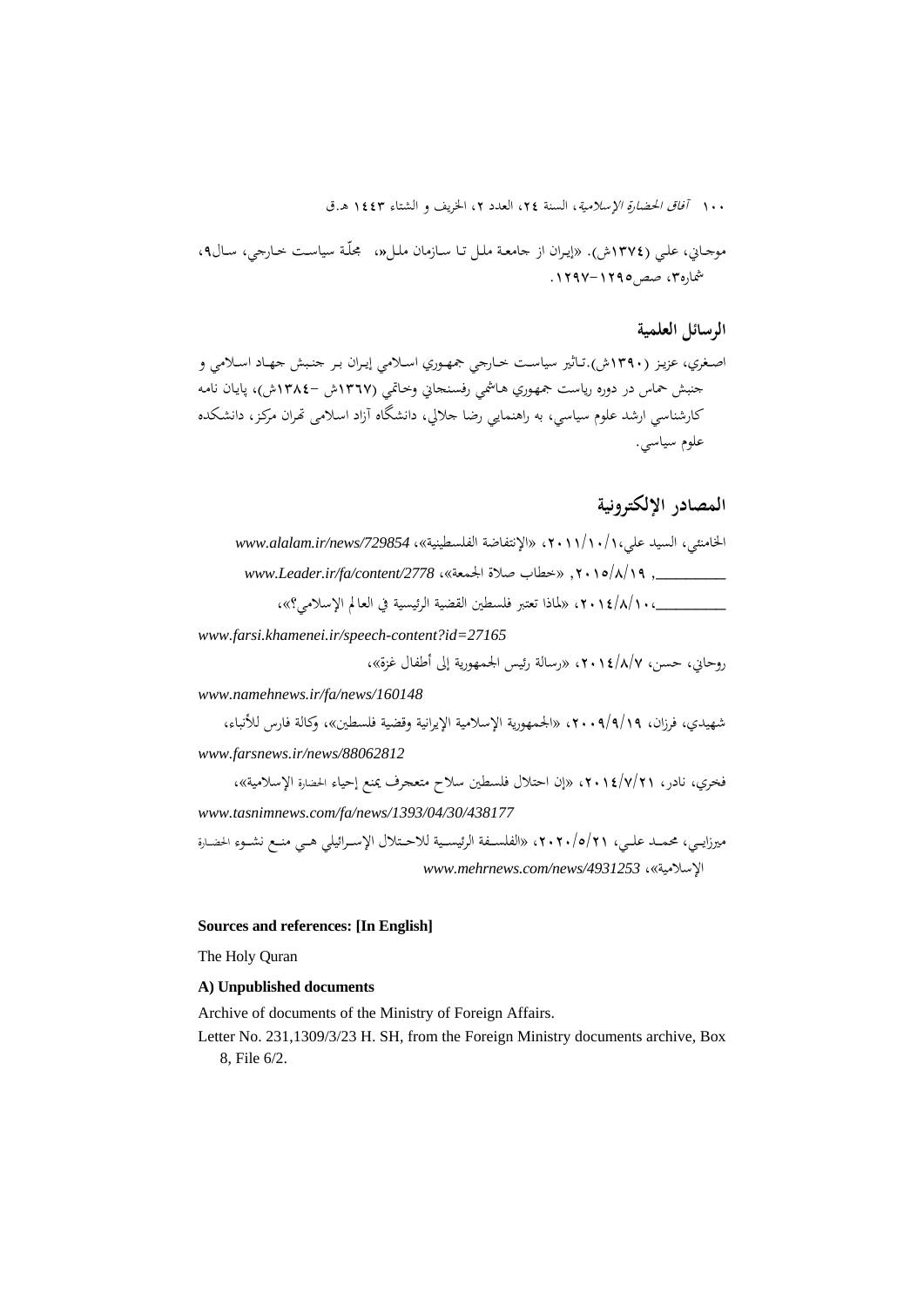موجاني، علي (١٣٧٤ش). «إيران از جامعة ملل تا سازمان ملل»، مجلّة سياست خارجي، سال٩، شماره٣، صص١٢٩٥-١٢٩٧.

## الرسائل العلمية

اصغري، عزيز (١٣٩٠ش).تأثير سياست خارجي جمهوري اسلامي إيران بر جنبش جهاد اسلامي و جنبش حماس در دوره رياست جمهوري هاشمي رفسنجاني وخاتمي (١٣٦٧ش -١٣٨٤ش)، پايان نامه كارشناسي ارشد علوم سياسي، به راهنمايي رضا جلالي، دانشگاه آزاد اسلامى تهران مركز، دانشكده علوم سياسي.

## المصادر الإلكترونية

الخامنئي، السيد علي،٢٠١١/١٠/١، «الإنتفاضة الفلسطينية»، *www.alalam.ir/news/729854*

________, ٢٠١٥/٨/١٩، «خطاب صلاة الجمعة»، *www.Leader.ir/fa/content/2778*

________،٢٠١٤/٨/١٠، «لماذا تعتبر فلسطين القضية الرئيسية في العالم الإسلامي؟»، *www.farsi.khamenei.ir/speech-content?id=27165*

روحاني، حسن، ٢٠١٤/٨/٧، «رسالة رئيس الجمهورية إلى أطفال غزة»، *www.namehnews.ir/fa/news/160148*

شهيدي، فرزان، ٢٠٠٩/٩/١٩، «الجمهورية الإسلامية الإيرانية وقضية فلسطين»، وكالة فارس للأنباء، *www.farsnews.ir/news/88062812*

فخري، نادر، ٢٠١٤/٧/٢١، «إن احتلال فلسطين سلاح متعجرف يمنع إحياء الحضارة الإسلامية»، *www.tasnimnews.com/fa/news/1393/04/30/438177*

ميرزايي، محمد علي، ٢٠٢٠/٥/٢١، «الفلسفة الرئيسية للاحتلال الإسرائيلي هي منع نشوء الحضارة الإسلامية»، *www.mehrnews.com/news/4931253*

**Sources and references: [In English]**

The Holy Quran

**A) Unpublished documents**

Archive of documents of the Ministry of Foreign Affairs.

Letter No. 231,1309/3/23 H. SH, from the Foreign Ministry documents archive, Box 8, File 6/2.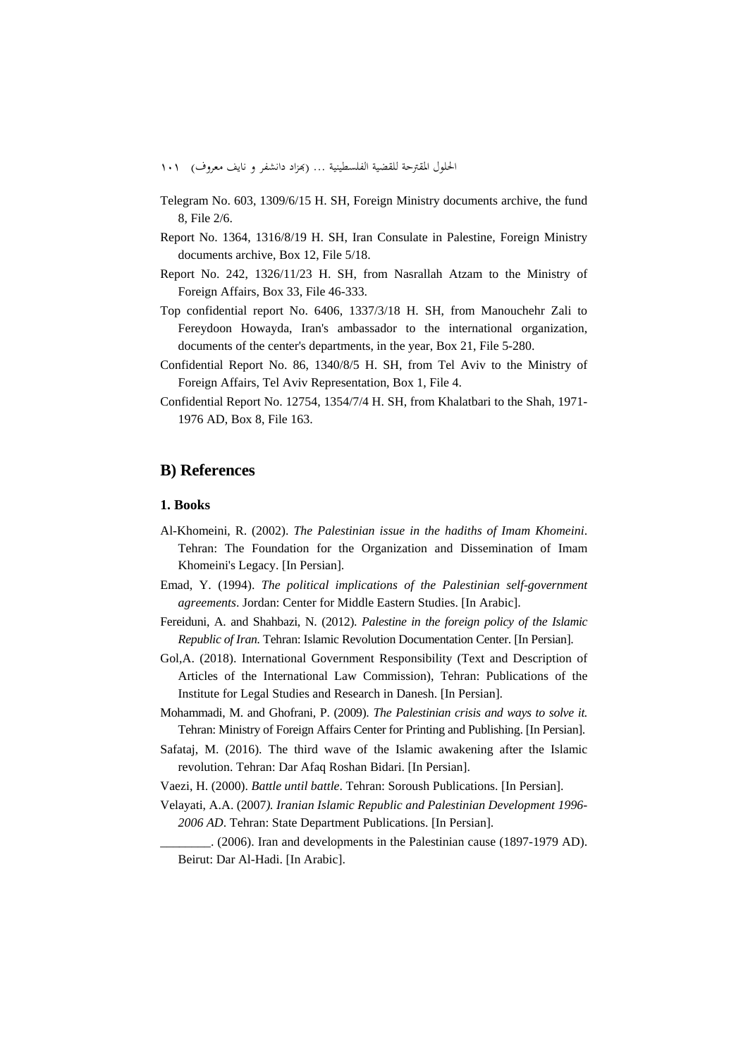Telegram No. 603, 1309/6/15 H. SH, Foreign Ministry documents archive, the fund 8, File 2/6.

Report No. 1364, 1316/8/19 H. SH, Iran Consulate in Palestine, Foreign Ministry documents archive, Box 12, File 5/18.

Report No. 242, 1326/11/23 H. SH, from Nasrallah Atzam to the Ministry of Foreign Affairs, Box 33, File 46-333.

Top confidential report No. 6406, 1337/3/18 H. SH, from Manouchehr Zali to Fereydoon Howayda, Iran's ambassador to the international organization, documents of the center's departments, in the year, Box 21, File 5-280.

Confidential Report No. 86, 1340/8/5 H. SH, from Tel Aviv to the Ministry of Foreign Affairs, Tel Aviv Representation, Box 1, File 4.

Confidential Report No. 12754, 1354/7/4 H. SH, from Khalatbari to the Shah, 1971-1976 AD, Box 8, File 163.

## B) References

### 1. Books

Al-Khomeini, R. (2002). *The Palestinian issue in the hadiths of Imam Khomeini*. Tehran: The Foundation for the Organization and Dissemination of Imam Khomeini's Legacy. [In Persian].

Emad, Y. (1994). *The political implications of the Palestinian self-government agreements*. Jordan: Center for Middle Eastern Studies. [In Arabic].

Fereiduni, A. and Shahbazi, N. (2012). *Palestine in the foreign policy of the Islamic Republic of Iran.* Tehran: Islamic Revolution Documentation Center. [In Persian].

Gol,A. (2018). International Government Responsibility (Text and Description of Articles of the International Law Commission), Tehran: Publications of the Institute for Legal Studies and Research in Danesh. [In Persian].

Mohammadi, M. and Ghofrani, P. (2009). *The Palestinian crisis and ways to solve it.* Tehran: Ministry of Foreign Affairs Center for Printing and Publishing. [In Persian].

Safataj, M. (2016). The third wave of the Islamic awakening after the Islamic revolution. Tehran: Dar Afaq Roshan Bidari. [In Persian].

Vaezi, H. (2000). *Battle until battle*. Tehran: Soroush Publications. [In Persian].

Velayati, A.A. (2007*). Iranian Islamic Republic and Palestinian Development 1996-2006 AD*. Tehran: State Department Publications. [In Persian].

________. (2006). Iran and developments in the Palestinian cause (1897-1979 AD). Beirut: Dar Al-Hadi. [In Arabic].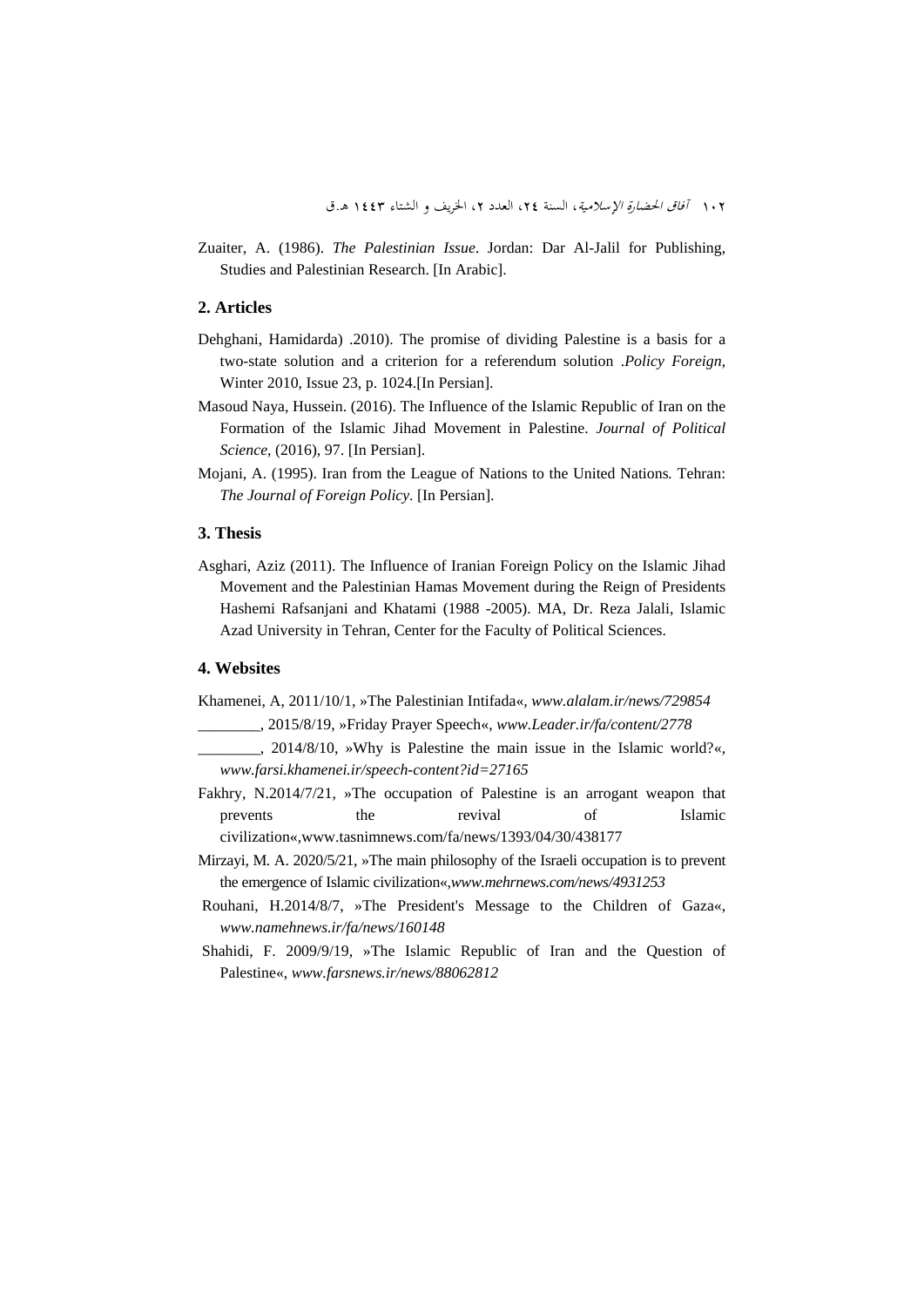Zuaiter, A. (1986). *The Palestinian Issue*. Jordan: Dar Al-Jalil for Publishing, Studies and Palestinian Research. [In Arabic].

## 2. Articles

Dehghani, Hamidarda) .2010). The promise of dividing Palestine is a basis for a two-state solution and a criterion for a referendum solution .*Policy Foreign*, Winter 2010, Issue 23, p. 1024.[In Persian].

Masoud Naya, Hussein. (2016). The Influence of the Islamic Republic of Iran on the Formation of the Islamic Jihad Movement in Palestine. *Journal of Political Science*, (2016), 97. [In Persian].

Mojani, A. (1995). Iran from the League of Nations to the United Nations*.* Tehran: *The Journal of Foreign Policy*. [In Persian].

## 3. Thesis

Asghari, Aziz (2011). The Influence of Iranian Foreign Policy on the Islamic Jihad Movement and the Palestinian Hamas Movement during the Reign of Presidents Hashemi Rafsanjani and Khatami (1988 -2005). MA, Dr. Reza Jalali, Islamic Azad University in Tehran, Center for the Faculty of Political Sciences.

## 4. Websites

Khamenei, A, 2011/10/1, »The Palestinian Intifada«, *www.alalam.ir/news/729854*

________, 2015/8/19, »Friday Prayer Speech«, *www.Leader.ir/fa/content/2778*

________, 2014/8/10, »Why is Palestine the main issue in the Islamic world?«, *www.farsi.khamenei.ir/speech-content?id=27165*

Fakhry, N.2014/7/21, »The occupation of Palestine is an arrogant weapon that prevents the revival of Islamic civilization«,www.tasnimnews.com/fa/news/1393/04/30/438177

Mirzayi, M. A. 2020/5/21, »The main philosophy of the Israeli occupation is to prevent the emergence of Islamic civilization«,*www.mehrnews.com/news/4931253*

Rouhani, H.2014/8/7, »The President's Message to the Children of Gaza«, *www.namehnews.ir/fa/news/160148*

Shahidi, F. 2009/9/19, »The Islamic Republic of Iran and the Question of Palestine«, *www.farsnews.ir/news/88062812*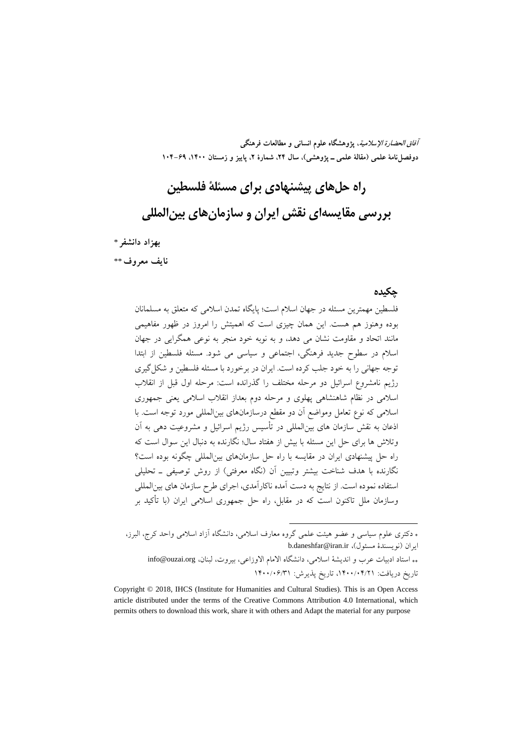# راه حل‌های پیشنهادی برای مسئلهٔ فلسطین

# بررسی مقایسه‌ای نقش ایران و سازمان‌های بین‌المللی

**بهزاد دانشفر** *

**نایف معروف** **

## چکیده

فلسطین مهمترین مسئله در جهان اسلام است؛ پایگاه تمدن اسلامی که متعلق به مسلمانان بوده وهنوز هم هست. این همان چیزی است که اهمیتش را امروز در ظهور مفاهیمی مانند اتحاد و مقاومت نشان می دهد، و به نوبه خود منجر به نوعی همگرایی در جهان اسلام در سطوح جدید فرهنگی، اجتماعی و سیاسی می شود. مسئله فلسطین از ابتدا توجه جهانی را به خود جلب کرده است. ایران در برخورد با مسئله فلسطین و شکل‌گیری رژیم نامشروع اسرائیل دو مرحله مختلف را گذرانده است: مرحله اول قبل از انقلاب اسلامی در نظام شاهنشاهی پهلوی و مرحله دوم بعداز انقلاب اسلامی یعنی جمهوری اسلامی که نوع تعامل ومواضع آن دو مقطع درسازمان‌های بین‌المللی مورد توجه است. با اذعان به نقش سازمان های بین‌المللی در تأسیس رژیم اسرائیل و مشروعیت دهی به آن وتلاش ها برای حل این مسئله با بیش از هفتاد سال؛ نگارنده به دنبال این سوال است که راه حل پیشنهادی ایران در مقایسه با راه حل سازمان‌های بین‌المللی چگونه بوده است؟ نگارنده با هدف شناخت بیشتر وتبیین آن (نگاه معرفتی) از روش توصیفی ـ تحلیلی استفاده نموده است. از نتایج به دست آمده ناکارآمدی، اجرای طرح سازمان های بین‌المللی وسازمان ملل تاکنون است که در مقابل، راه حل جمهوری اسلامی ایران (با تأکید بر

---

* دکتری علوم سیاسی و عضو هیئت علمی گروه معارف اسلامی، دانشگاه آزاد اسلامی واحد کرج، البرز، ایران (نویسندهٔ مسئول)، b.daneshfar@iran.ir

** استاد ادبیات عرب و اندیشهٔ اسلامی، دانشگاه الامام الاوزاعی، بیروت، لبنان، info@ouzai.org

تاریخ دریافت: ۱۴۰۰/۰۴/۲۱، تاریخ پذیرش: ۱۴۰۰/۰۶/۳۱

Copyright © 2018, IHCS (Institute for Humanities and Cultural Studies). This is an Open Access article distributed under the terms of the Creative Commons Attribution 4.0 International, which permits others to download this work, share it with others and Adapt the material for any purpose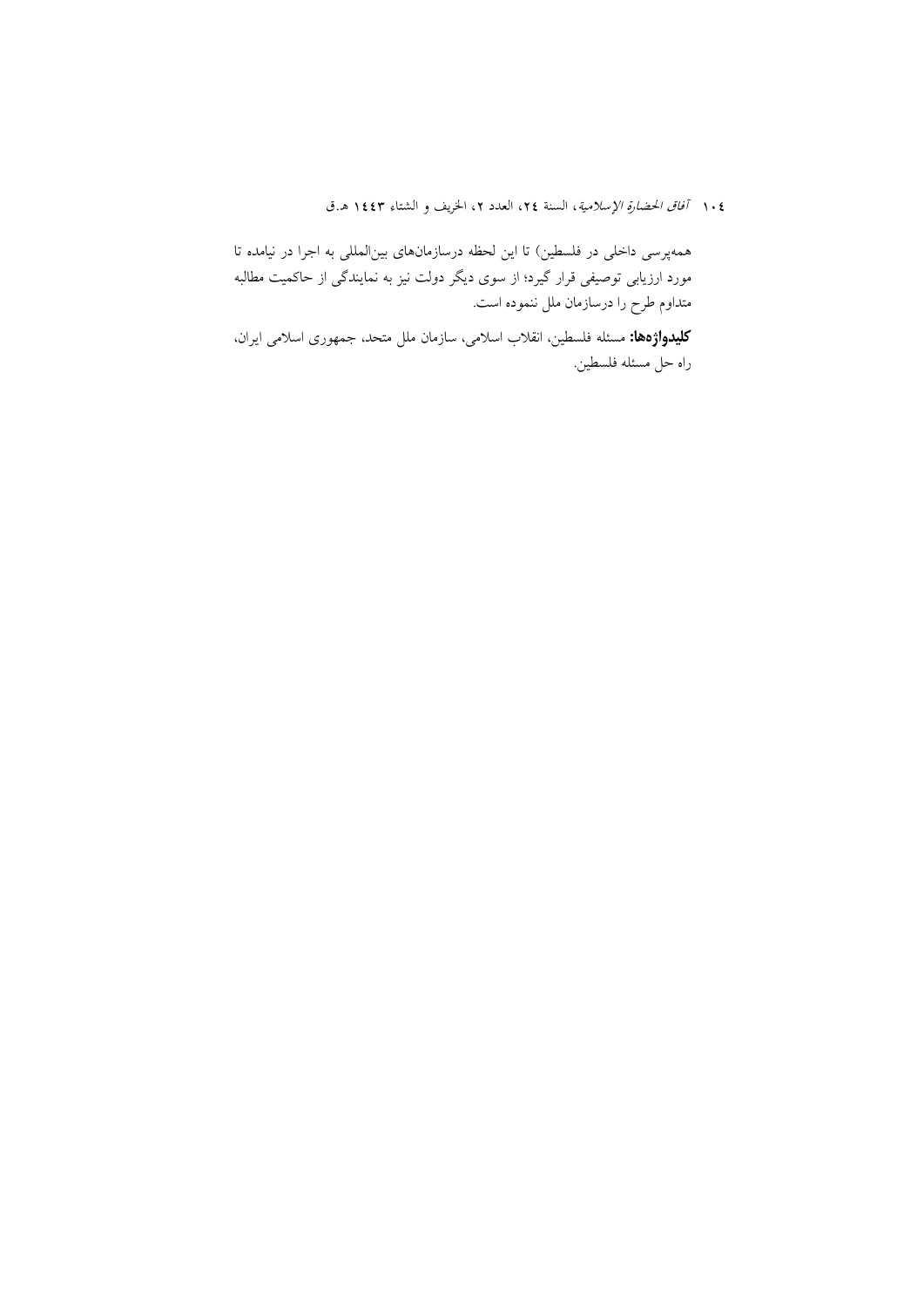همه‌پرسی داخلی در فلسطین) تا این لحظه درسازمان‌های بین‌المللی به اجرا در نیامده تا مورد ارزیابی توصیفی قرار گیرد؛ از سوی دیگر دولت نیز به نمایندگی از حاکمیت مطالبه متداوم طرح را درسازمان ملل ننموده است.

**کلیدواژه‌ها:** مسئله فلسطین، انقلاب اسلامی، سازمان ملل متحد، جمهوری اسلامی ایران، راه حل مسئله فلسطین.